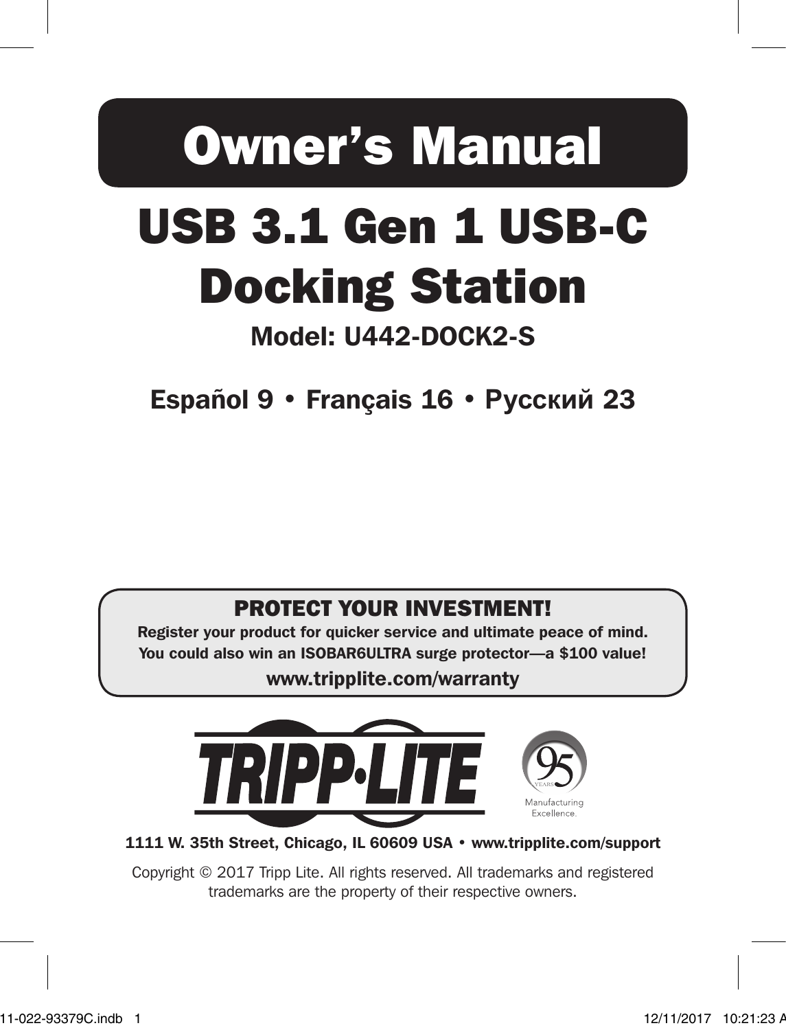# Owner's Manual

## USB 3.1 Gen 1 USB-C Docking Station

**Model: U442-DOCK2-S**

**Español 9 • Français 16 • Русский 23**

**PROTECT YOUR INVESTMENT!**

**Register your product for quicker service and ultimate peace of mind.**
**You could also win an ISOBAR6ULTRA surge protector—a $100 value!**

**www.tripplite.com/warranty**

TRIPP·LITE

95 YEARS Manufacturing Excellence.

**1111 W. 35th Street, Chicago, IL 60609 USA • www.tripplite.com/support**

Copyright © 2017 Tripp Lite. All rights reserved. All trademarks and registered trademarks are the property of their respective owners.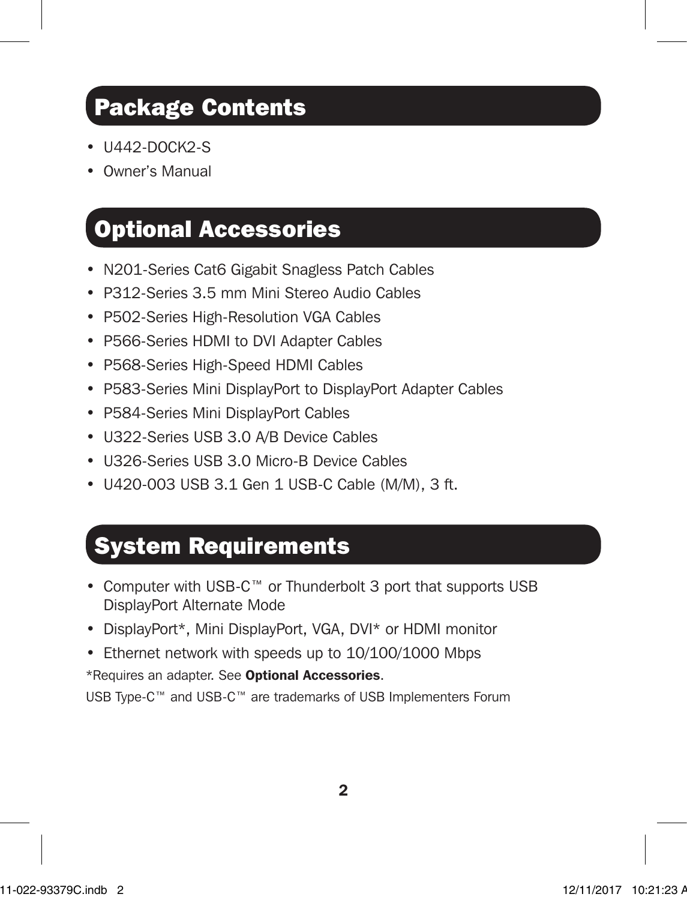## Package Contents

- U442-DOCK2-S
- Owner's Manual

## Optional Accessories

- N201-Series Cat6 Gigabit Snagless Patch Cables
- P312-Series 3.5 mm Mini Stereo Audio Cables
- P502-Series High-Resolution VGA Cables
- P566-Series HDMI to DVI Adapter Cables
- P568-Series High-Speed HDMI Cables
- P583-Series Mini DisplayPort to DisplayPort Adapter Cables
- P584-Series Mini DisplayPort Cables
- U322-Series USB 3.0 A/B Device Cables
- U326-Series USB 3.0 Micro-B Device Cables
- U420-003 USB 3.1 Gen 1 USB-C Cable (M/M), 3 ft.

## System Requirements

- Computer with USB-C™ or Thunderbolt 3 port that supports USB DisplayPort Alternate Mode
- DisplayPort*, Mini DisplayPort, VGA, DVI* or HDMI monitor
- Ethernet network with speeds up to 10/100/1000 Mbps

*Requires an adapter. See **Optional Accessories**.

USB Type-C™ and USB-C™ are trademarks of USB Implementers Forum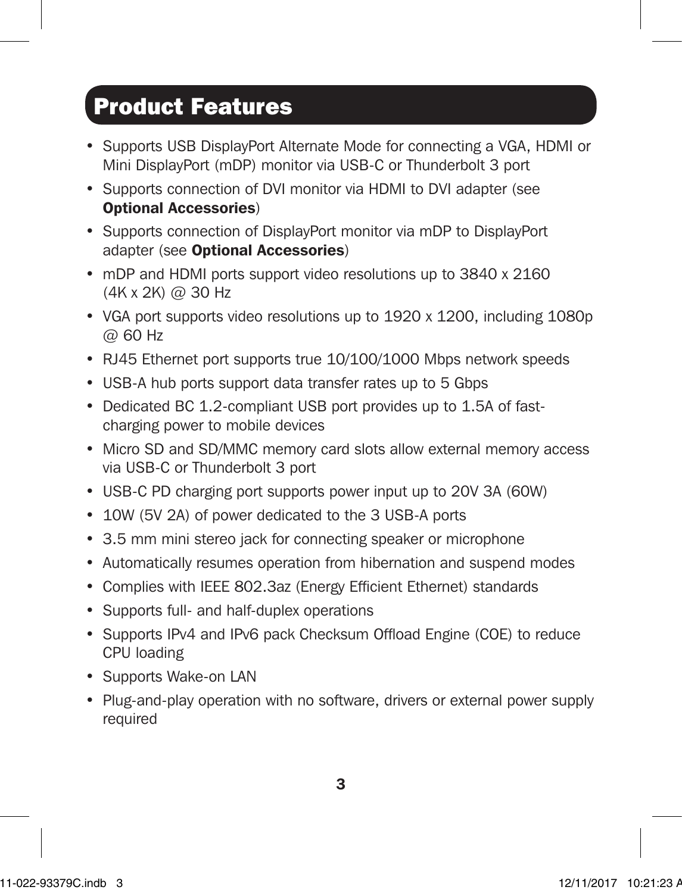# Product Features

- Supports USB DisplayPort Alternate Mode for connecting a VGA, HDMI or Mini DisplayPort (mDP) monitor via USB-C or Thunderbolt 3 port
- Supports connection of DVI monitor via HDMI to DVI adapter (see **Optional Accessories**)
- Supports connection of DisplayPort monitor via mDP to DisplayPort adapter (see **Optional Accessories**)
- mDP and HDMI ports support video resolutions up to 3840 x 2160 (4K x 2K) @ 30 Hz
- VGA port supports video resolutions up to 1920 x 1200, including 1080p @ 60 Hz
- RJ45 Ethernet port supports true 10/100/1000 Mbps network speeds
- USB-A hub ports support data transfer rates up to 5 Gbps
- Dedicated BC 1.2-compliant USB port provides up to 1.5A of fast-charging power to mobile devices
- Micro SD and SD/MMC memory card slots allow external memory access via USB-C or Thunderbolt 3 port
- USB-C PD charging port supports power input up to 20V 3A (60W)
- 10W (5V 2A) of power dedicated to the 3 USB-A ports
- 3.5 mm mini stereo jack for connecting speaker or microphone
- Automatically resumes operation from hibernation and suspend modes
- Complies with IEEE 802.3az (Energy Efficient Ethernet) standards
- Supports full- and half-duplex operations
- Supports IPv4 and IPv6 pack Checksum Offload Engine (COE) to reduce CPU loading
- Supports Wake-on LAN
- Plug-and-play operation with no software, drivers or external power supply required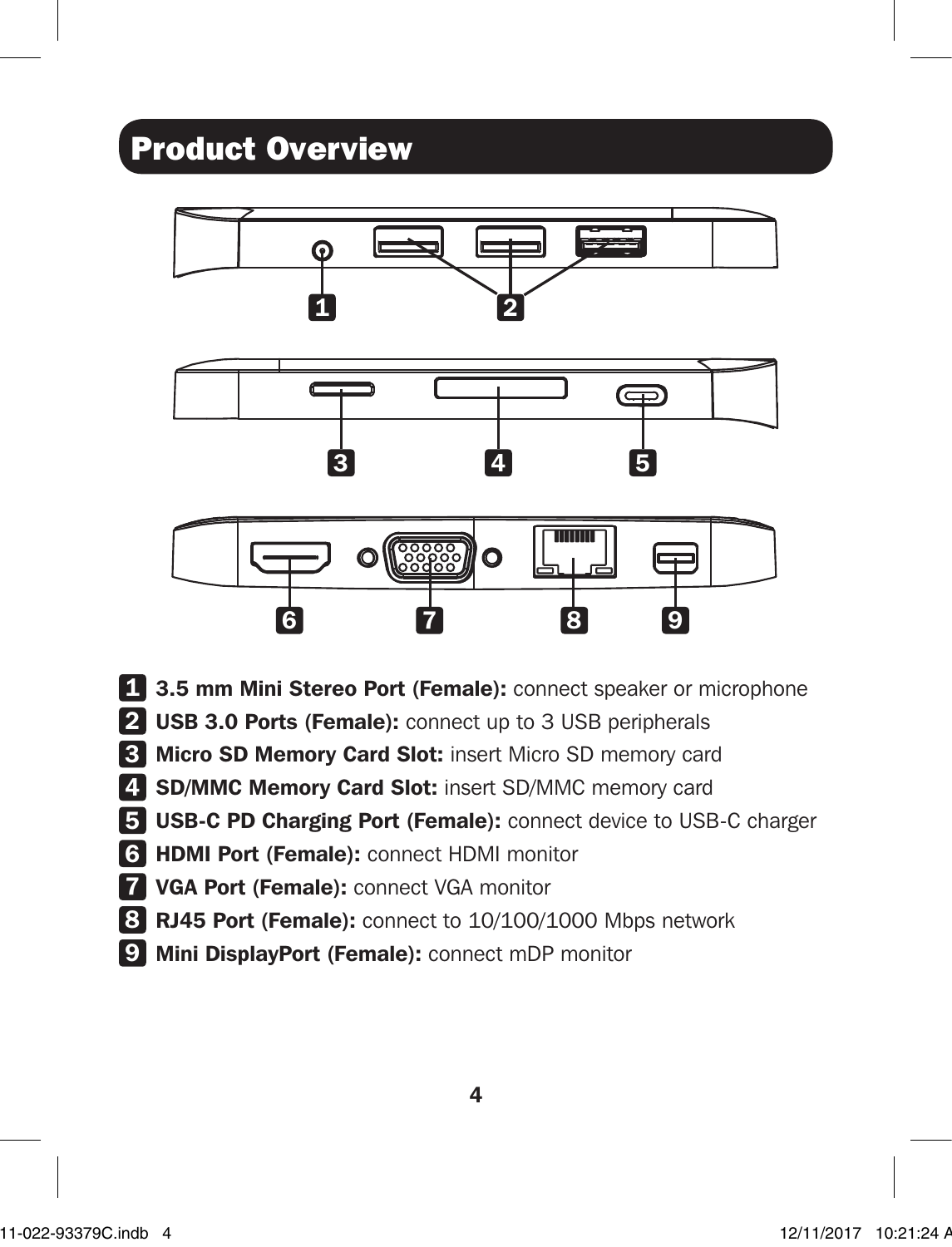# Product Overview

1. **3.5 mm Mini Stereo Port (Female):** connect speaker or microphone
2. **USB 3.0 Ports (Female):** connect up to 3 USB peripherals
3. **Micro SD Memory Card Slot:** insert Micro SD memory card
4. **SD/MMC Memory Card Slot:** insert SD/MMC memory card
5. **USB-C PD Charging Port (Female):** connect device to USB-C charger
6. **HDMI Port (Female):** connect HDMI monitor
7. **VGA Port (Female):** connect VGA monitor
8. **RJ45 Port (Female):** connect to 10/100/1000 Mbps network
9. **Mini DisplayPort (Female):** connect mDP monitor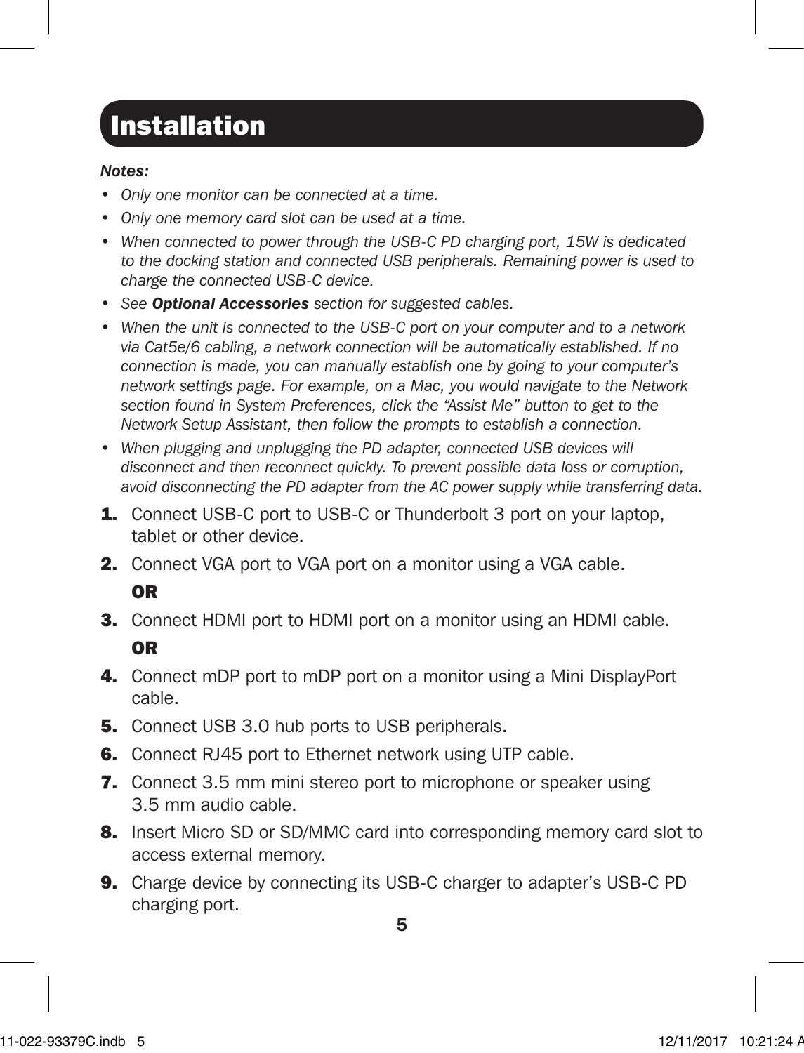# Installation

***Notes:***

- *Only one monitor can be connected at a time.*
- *Only one memory card slot can be used at a time.*
- *When connected to power through the USB-C PD charging port, 15W is dedicated to the docking station and connected USB peripherals. Remaining power is used to charge the connected USB-C device.*
- *See **Optional Accessories** section for suggested cables.*
- *When the unit is connected to the USB-C port on your computer and to a network via Cat5e/6 cabling, a network connection will be automatically established. If no connection is made, you can manually establish one by going to your computer's network settings page. For example, on a Mac, you would navigate to the Network section found in System Preferences, click the "Assist Me" button to get to the Network Setup Assistant, then follow the prompts to establish a connection.*
- *When plugging and unplugging the PD adapter, connected USB devices will disconnect and then reconnect quickly. To prevent possible data loss or corruption, avoid disconnecting the PD adapter from the AC power supply while transferring data.*

1. Connect USB-C port to USB-C or Thunderbolt 3 port on your laptop, tablet or other device.
2. Connect VGA port to VGA port on a monitor using a VGA cable.

   **OR**
3. Connect HDMI port to HDMI port on a monitor using an HDMI cable.

   **OR**
4. Connect mDP port to mDP port on a monitor using a Mini DisplayPort cable.
5. Connect USB 3.0 hub ports to USB peripherals.
6. Connect RJ45 port to Ethernet network using UTP cable.
7. Connect 3.5 mm mini stereo port to microphone or speaker using 3.5 mm audio cable.
8. Insert Micro SD or SD/MMC card into corresponding memory card slot to access external memory.
9. Charge device by connecting its USB-C charger to adapter's USB-C PD charging port.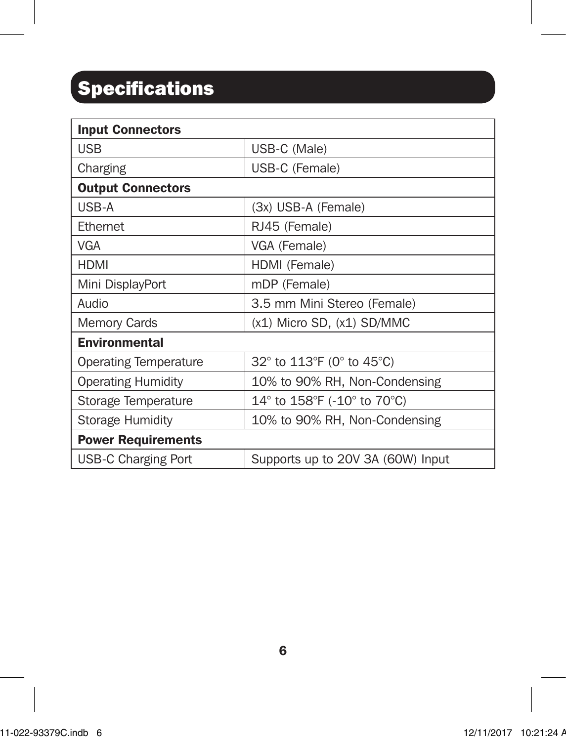# Specifications

| **Input Connectors** | |
|---|---|
| USB | USB-C (Male) |
| Charging | USB-C (Female) |
| **Output Connectors** | |
| USB-A | (3x) USB-A (Female) |
| Ethernet | RJ45 (Female) |
| VGA | VGA (Female) |
| HDMI | HDMI (Female) |
| Mini DisplayPort | mDP (Female) |
| Audio | 3.5 mm Mini Stereo (Female) |
| Memory Cards | (x1) Micro SD, (x1) SD/MMC |
| **Environmental** | |
| Operating Temperature | 32° to 113°F (0° to 45°C) |
| Operating Humidity | 10% to 90% RH, Non-Condensing |
| Storage Temperature | 14° to 158°F (-10° to 70°C) |
| Storage Humidity | 10% to 90% RH, Non-Condensing |
| **Power Requirements** | |
| USB-C Charging Port | Supports up to 20V 3A (60W) Input |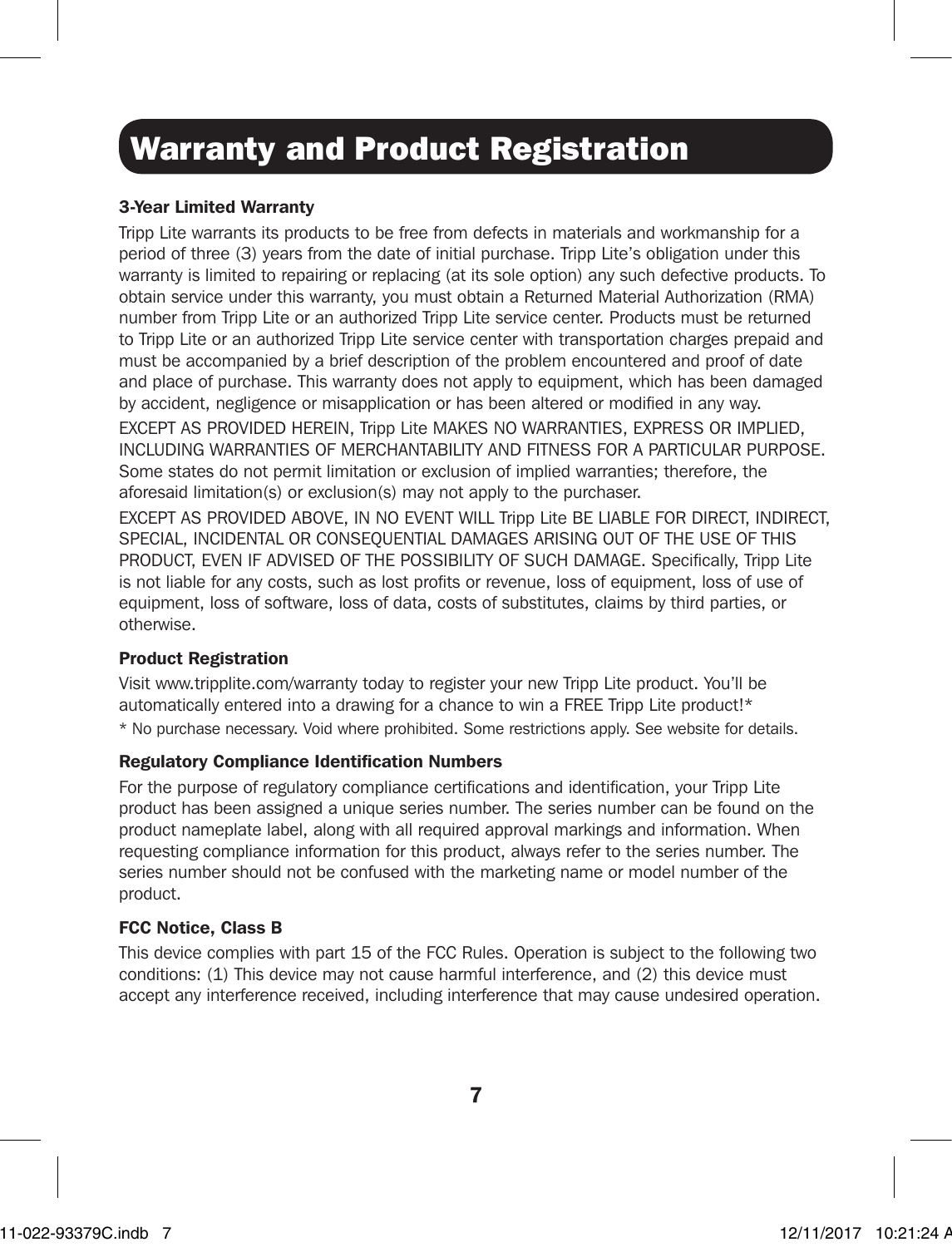# Warranty and Product Registration

### 3-Year Limited Warranty

Tripp Lite warrants its products to be free from defects in materials and workmanship for a period of three (3) years from the date of initial purchase. Tripp Lite's obligation under this warranty is limited to repairing or replacing (at its sole option) any such defective products. To obtain service under this warranty, you must obtain a Returned Material Authorization (RMA) number from Tripp Lite or an authorized Tripp Lite service center. Products must be returned to Tripp Lite or an authorized Tripp Lite service center with transportation charges prepaid and must be accompanied by a brief description of the problem encountered and proof of date and place of purchase. This warranty does not apply to equipment, which has been damaged by accident, negligence or misapplication or has been altered or modified in any way.

EXCEPT AS PROVIDED HEREIN, Tripp Lite MAKES NO WARRANTIES, EXPRESS OR IMPLIED, INCLUDING WARRANTIES OF MERCHANTABILITY AND FITNESS FOR A PARTICULAR PURPOSE. Some states do not permit limitation or exclusion of implied warranties; therefore, the aforesaid limitation(s) or exclusion(s) may not apply to the purchaser.

EXCEPT AS PROVIDED ABOVE, IN NO EVENT WILL Tripp Lite BE LIABLE FOR DIRECT, INDIRECT, SPECIAL, INCIDENTAL OR CONSEQUENTIAL DAMAGES ARISING OUT OF THE USE OF THIS PRODUCT, EVEN IF ADVISED OF THE POSSIBILITY OF SUCH DAMAGE. Specifically, Tripp Lite is not liable for any costs, such as lost profits or revenue, loss of equipment, loss of use of equipment, loss of software, loss of data, costs of substitutes, claims by third parties, or otherwise.

### Product Registration

Visit www.tripplite.com/warranty today to register your new Tripp Lite product. You'll be automatically entered into a drawing for a chance to win a FREE Tripp Lite product!*

* No purchase necessary. Void where prohibited. Some restrictions apply. See website for details.

### Regulatory Compliance Identification Numbers

For the purpose of regulatory compliance certifications and identification, your Tripp Lite product has been assigned a unique series number. The series number can be found on the product nameplate label, along with all required approval markings and information. When requesting compliance information for this product, always refer to the series number. The series number should not be confused with the marketing name or model number of the product.

### FCC Notice, Class B

This device complies with part 15 of the FCC Rules. Operation is subject to the following two conditions: (1) This device may not cause harmful interference, and (2) this device must accept any interference received, including interference that may cause undesired operation.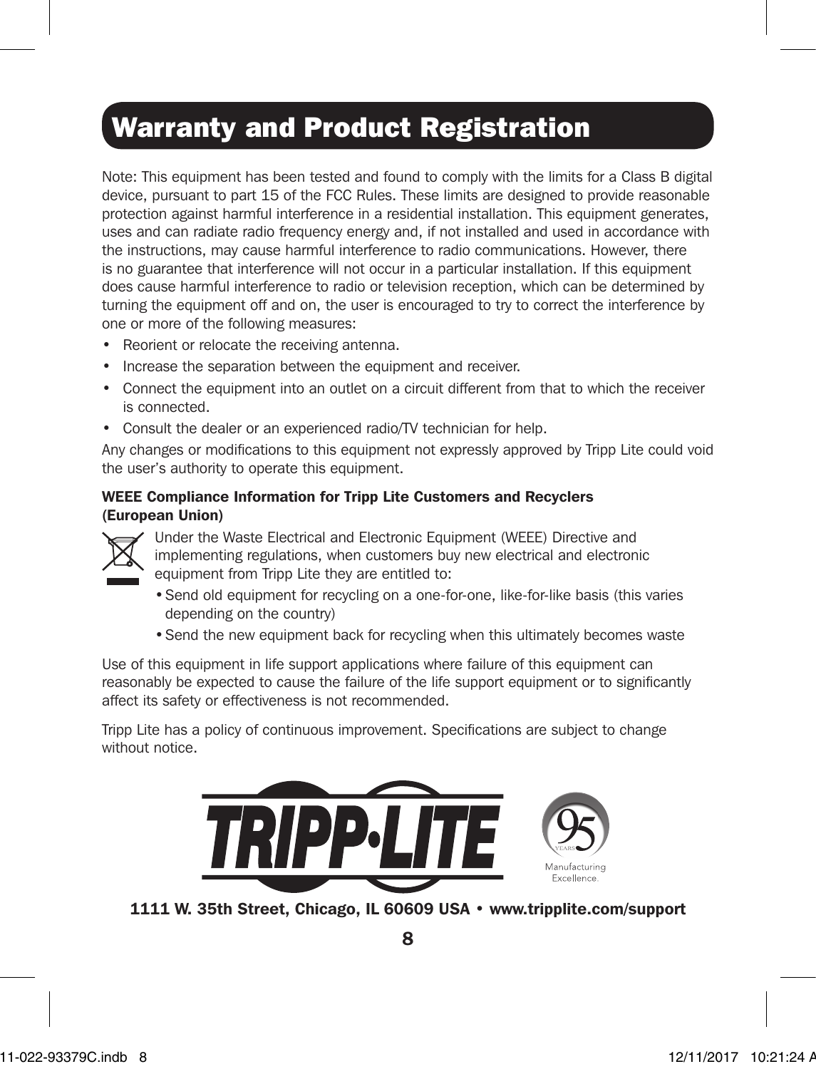# Warranty and Product Registration

Note: This equipment has been tested and found to comply with the limits for a Class B digital device, pursuant to part 15 of the FCC Rules. These limits are designed to provide reasonable protection against harmful interference in a residential installation. This equipment generates, uses and can radiate radio frequency energy and, if not installed and used in accordance with the instructions, may cause harmful interference to radio communications. However, there is no guarantee that interference will not occur in a particular installation. If this equipment does cause harmful interference to radio or television reception, which can be determined by turning the equipment off and on, the user is encouraged to try to correct the interference by one or more of the following measures:

- Reorient or relocate the receiving antenna.
- Increase the separation between the equipment and receiver.
- Connect the equipment into an outlet on a circuit different from that to which the receiver is connected.
- Consult the dealer or an experienced radio/TV technician for help.

Any changes or modifications to this equipment not expressly approved by Tripp Lite could void the user's authority to operate this equipment.

**WEEE Compliance Information for Tripp Lite Customers and Recyclers (European Union)**

Under the Waste Electrical and Electronic Equipment (WEEE) Directive and implementing regulations, when customers buy new electrical and electronic equipment from Tripp Lite they are entitled to:

- Send old equipment for recycling on a one-for-one, like-for-like basis (this varies depending on the country)
- Send the new equipment back for recycling when this ultimately becomes waste

Use of this equipment in life support applications where failure of this equipment can reasonably be expected to cause the failure of the life support equipment or to significantly affect its safety or effectiveness is not recommended.

Tripp Lite has a policy of continuous improvement. Specifications are subject to change without notice.

**1111 W. 35th Street, Chicago, IL 60609 USA • www.tripplite.com/support**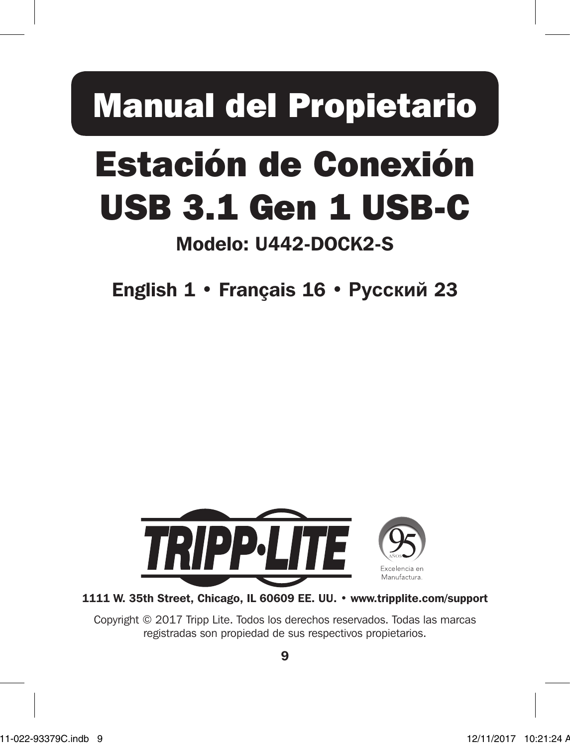# Manual del Propietario

# Estación de Conexión USB 3.1 Gen 1 USB-C

## Modelo: U442-DOCK2-S

**English 1 • Français 16 • Русский 23**

TRIPP·LITE

95 AÑOS Excelencia en Manufactura.

**1111 W. 35th Street, Chicago, IL 60609 EE. UU. • www.tripplite.com/support**

Copyright © 2017 Tripp Lite. Todos los derechos reservados. Todas las marcas registradas son propiedad de sus respectivos propietarios.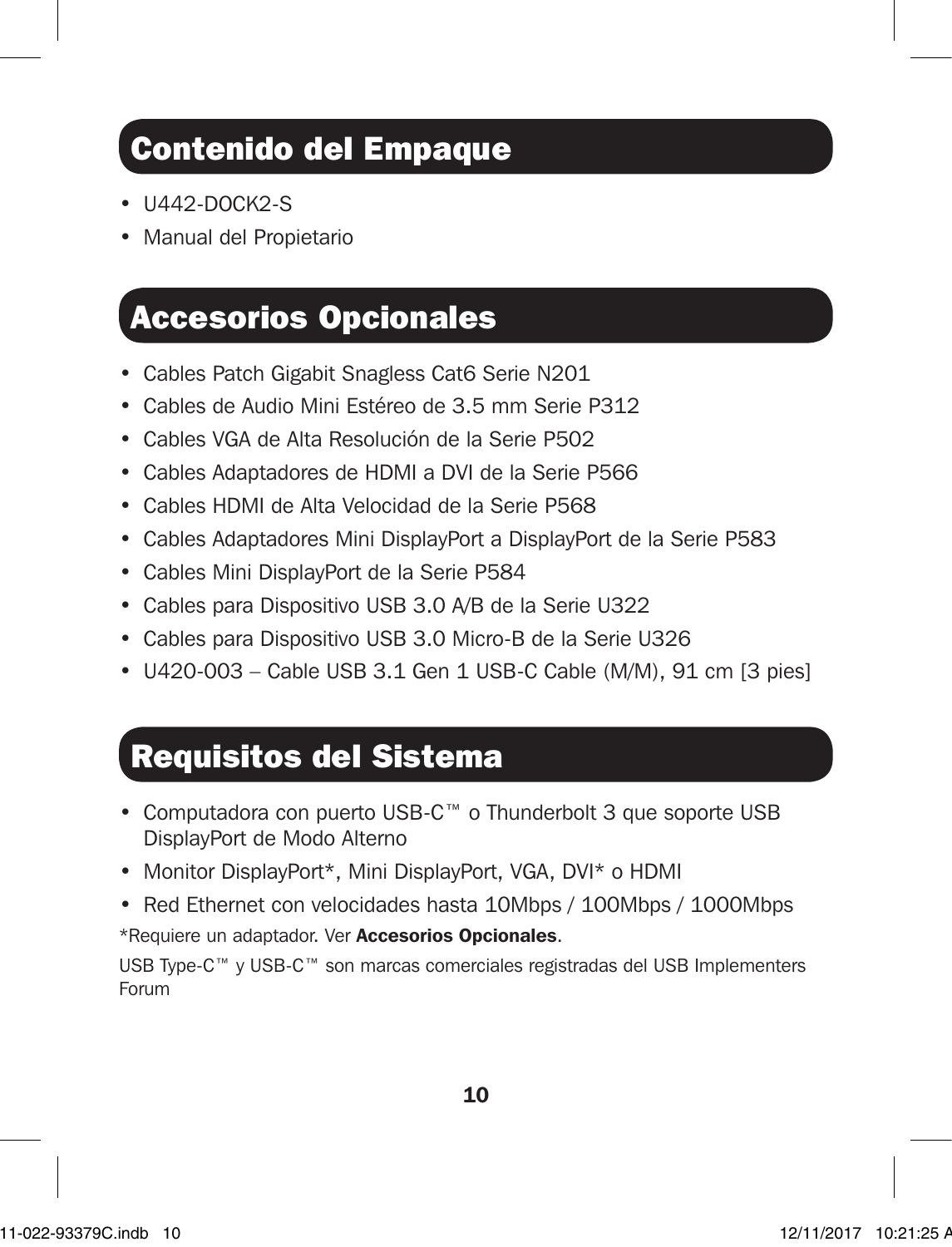## Contenido del Empaque

- U442-DOCK2-S
- Manual del Propietario

## Accesorios Opcionales

- Cables Patch Gigabit Snagless Cat6 Serie N201
- Cables de Audio Mini Estéreo de 3.5 mm Serie P312
- Cables VGA de Alta Resolución de la Serie P502
- Cables Adaptadores de HDMI a DVI de la Serie P566
- Cables HDMI de Alta Velocidad de la Serie P568
- Cables Adaptadores Mini DisplayPort a DisplayPort de la Serie P583
- Cables Mini DisplayPort de la Serie P584
- Cables para Dispositivo USB 3.0 A/B de la Serie U322
- Cables para Dispositivo USB 3.0 Micro-B de la Serie U326
- U420-003 – Cable USB 3.1 Gen 1 USB-C Cable (M/M), 91 cm [3 pies]

## Requisitos del Sistema

- Computadora con puerto USB-C™ o Thunderbolt 3 que soporte USB DisplayPort de Modo Alterno
- Monitor DisplayPort*, Mini DisplayPort, VGA, DVI* o HDMI
- Red Ethernet con velocidades hasta 10Mbps / 100Mbps / 1000Mbps

*Requiere un adaptador. Ver **Accesorios Opcionales**.

USB Type-C™ y USB-C™ son marcas comerciales registradas del USB Implementers Forum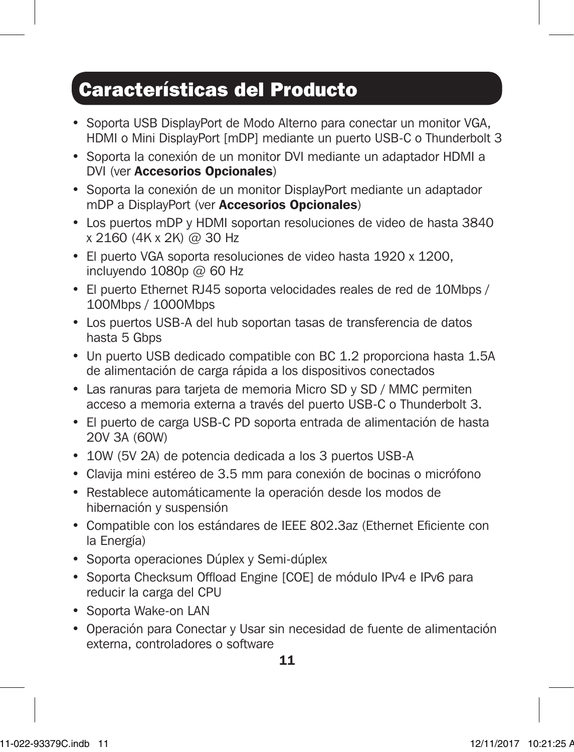## Características del Producto

- Soporta USB DisplayPort de Modo Alterno para conectar un monitor VGA, HDMI o Mini DisplayPort [mDP] mediante un puerto USB-C o Thunderbolt 3
- Soporta la conexión de un monitor DVI mediante un adaptador HDMI a DVI (ver **Accesorios Opcionales**)
- Soporta la conexión de un monitor DisplayPort mediante un adaptador mDP a DisplayPort (ver **Accesorios Opcionales**)
- Los puertos mDP y HDMI soportan resoluciones de video de hasta 3840 x 2160 (4K x 2K) @ 30 Hz
- El puerto VGA soporta resoluciones de video hasta 1920 x 1200, incluyendo 1080p @ 60 Hz
- El puerto Ethernet RJ45 soporta velocidades reales de red de 10Mbps / 100Mbps / 1000Mbps
- Los puertos USB-A del hub soportan tasas de transferencia de datos hasta 5 Gbps
- Un puerto USB dedicado compatible con BC 1.2 proporciona hasta 1.5A de alimentación de carga rápida a los dispositivos conectados
- Las ranuras para tarjeta de memoria Micro SD y SD / MMC permiten acceso a memoria externa a través del puerto USB-C o Thunderbolt 3.
- El puerto de carga USB-C PD soporta entrada de alimentación de hasta 20V 3A (60W)
- 10W (5V 2A) de potencia dedicada a los 3 puertos USB-A
- Clavija mini estéreo de 3.5 mm para conexión de bocinas o micrófono
- Restablece automáticamente la operación desde los modos de hibernación y suspensión
- Compatible con los estándares de IEEE 802.3az (Ethernet Eficiente con la Energía)
- Soporta operaciones Dúplex y Semi-dúplex
- Soporta Checksum Offload Engine [COE] de módulo IPv4 e IPv6 para reducir la carga del CPU
- Soporta Wake-on LAN
- Operación para Conectar y Usar sin necesidad de fuente de alimentación externa, controladores o software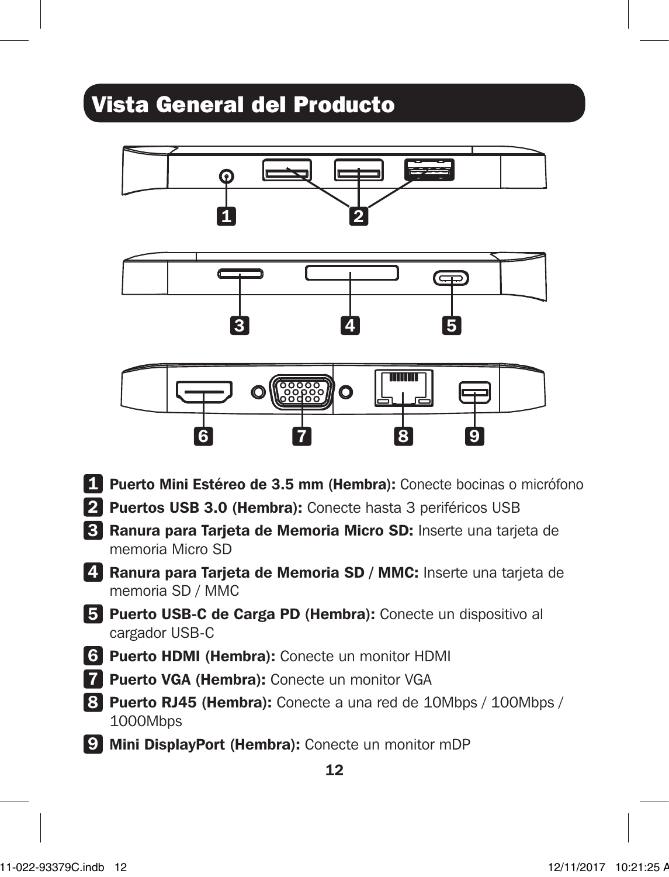## Vista General del Producto

1. **Puerto Mini Estéreo de 3.5 mm (Hembra):** Conecte bocinas o micrófono
2. **Puertos USB 3.0 (Hembra):** Conecte hasta 3 periféricos USB
3. **Ranura para Tarjeta de Memoria Micro SD:** Inserte una tarjeta de memoria Micro SD
4. **Ranura para Tarjeta de Memoria SD / MMC:** Inserte una tarjeta de memoria SD / MMC
5. **Puerto USB-C de Carga PD (Hembra):** Conecte un dispositivo al cargador USB-C
6. **Puerto HDMI (Hembra):** Conecte un monitor HDMI
7. **Puerto VGA (Hembra):** Conecte un monitor VGA
8. **Puerto RJ45 (Hembra):** Conecte a una red de 10Mbps / 100Mbps / 1000Mbps
9. **Mini DisplayPort (Hembra):** Conecte un monitor mDP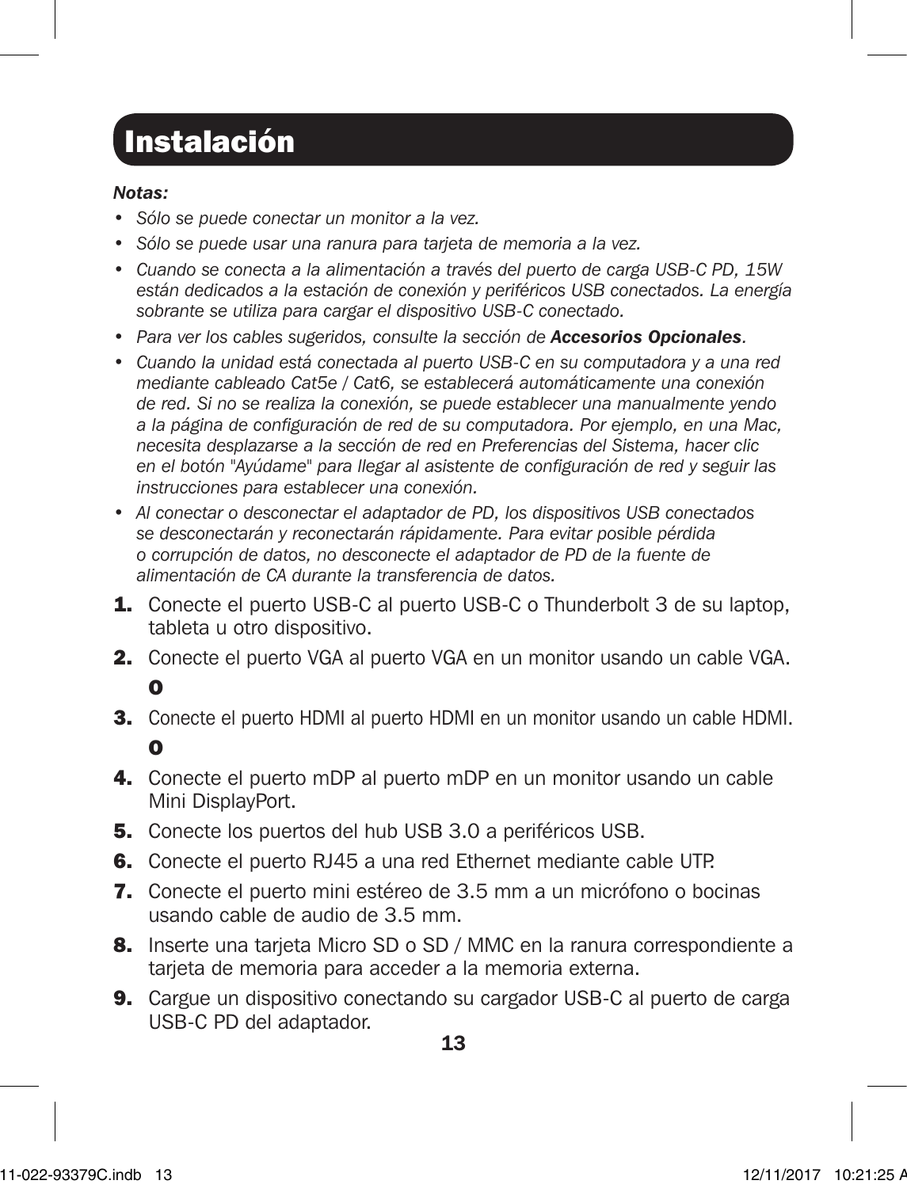# Instalación

***Notas:***

- *Sólo se puede conectar un monitor a la vez.*
- *Sólo se puede usar una ranura para tarjeta de memoria a la vez.*
- *Cuando se conecta a la alimentación a través del puerto de carga USB-C PD, 15W están dedicados a la estación de conexión y periféricos USB conectados. La energía sobrante se utiliza para cargar el dispositivo USB-C conectado.*
- *Para ver los cables sugeridos, consulte la sección de **Accesorios Opcionales**.*
- *Cuando la unidad está conectada al puerto USB-C en su computadora y a una red mediante cableado Cat5e / Cat6, se establecerá automáticamente una conexión de red. Si no se realiza la conexión, se puede establecer una manualmente yendo a la página de configuración de red de su computadora. Por ejemplo, en una Mac, necesita desplazarse a la sección de red en Preferencias del Sistema, hacer clic en el botón "Ayúdame" para llegar al asistente de configuración de red y seguir las instrucciones para establecer una conexión.*
- *Al conectar o desconectar el adaptador de PD, los dispositivos USB conectados se desconectarán y reconectarán rápidamente. Para evitar posible pérdida o corrupción de datos, no desconecte el adaptador de PD de la fuente de alimentación de CA durante la transferencia de datos.*

1. Conecte el puerto USB-C al puerto USB-C o Thunderbolt 3 de su laptop, tableta u otro dispositivo.
2. Conecte el puerto VGA al puerto VGA en un monitor usando un cable VGA.
   **O**
3. Conecte el puerto HDMI al puerto HDMI en un monitor usando un cable HDMI.
   **O**
4. Conecte el puerto mDP al puerto mDP en un monitor usando un cable Mini DisplayPort.
5. Conecte los puertos del hub USB 3.0 a periféricos USB.
6. Conecte el puerto RJ45 a una red Ethernet mediante cable UTP.
7. Conecte el puerto mini estéreo de 3.5 mm a un micrófono o bocinas usando cable de audio de 3.5 mm.
8. Inserte una tarjeta Micro SD o SD / MMC en la ranura correspondiente a tarjeta de memoria para acceder a la memoria externa.
9. Cargue un dispositivo conectando su cargador USB-C al puerto de carga USB-C PD del adaptador.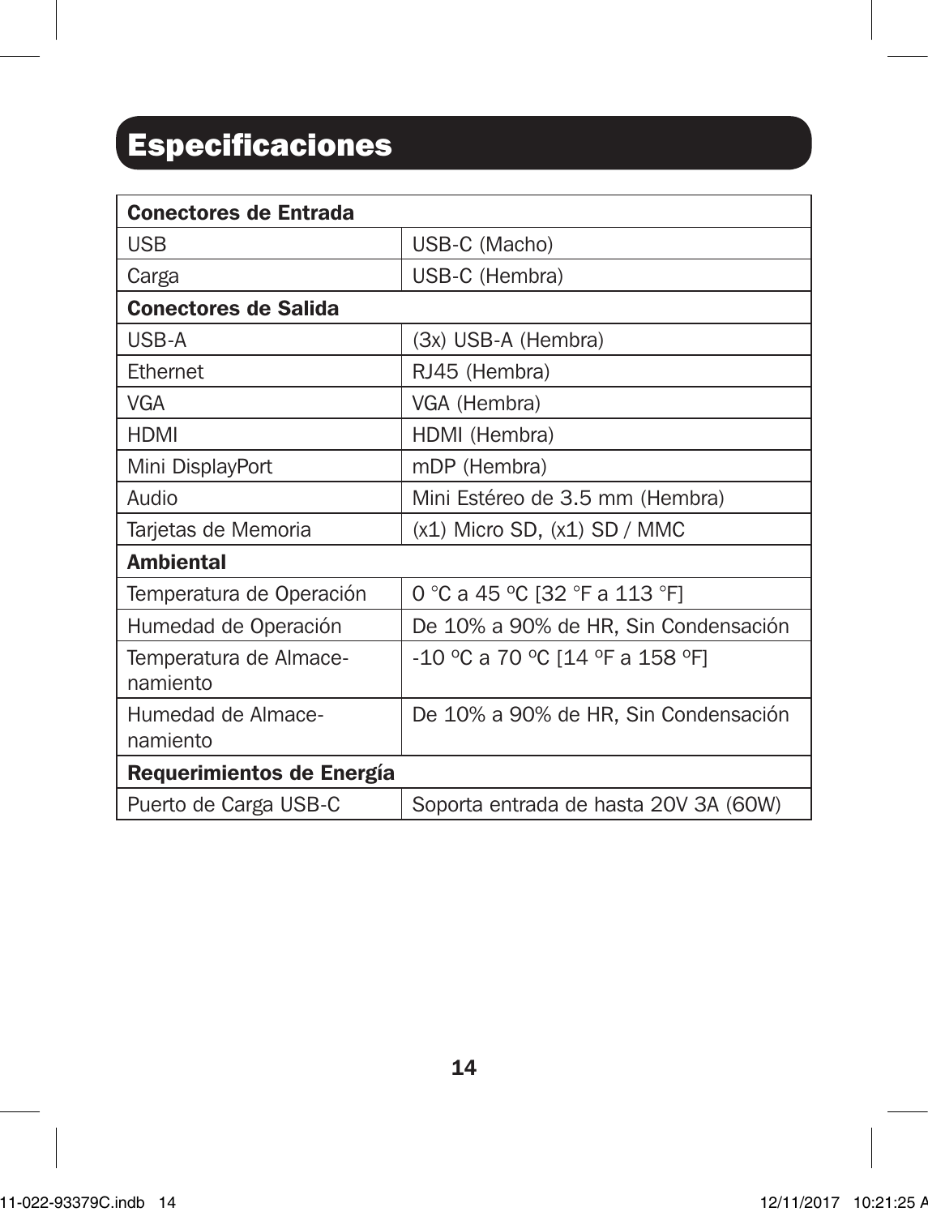# Especificaciones

| Conectores de Entrada | |
|---|---|
| USB | USB-C (Macho) |
| Carga | USB-C (Hembra) |
| **Conectores de Salida** | |
| USB-A | (3x) USB-A (Hembra) |
| Ethernet | RJ45 (Hembra) |
| VGA | VGA (Hembra) |
| HDMI | HDMI (Hembra) |
| Mini DisplayPort | mDP (Hembra) |
| Audio | Mini Estéreo de 3.5 mm (Hembra) |
| Tarjetas de Memoria | (x1) Micro SD, (x1) SD / MMC |
| **Ambiental** | |
| Temperatura de Operación | 0 °C a 45 ºC [32 °F a 113 °F] |
| Humedad de Operación | De 10% a 90% de HR, Sin Condensación |
| Temperatura de Almacenamiento | -10 ºC a 70 ºC [14 ºF a 158 ºF] |
| Humedad de Almacenamiento | De 10% a 90% de HR, Sin Condensación |
| **Requerimientos de Energía** | |
| Puerto de Carga USB-C | Soporta entrada de hasta 20V 3A (60W) |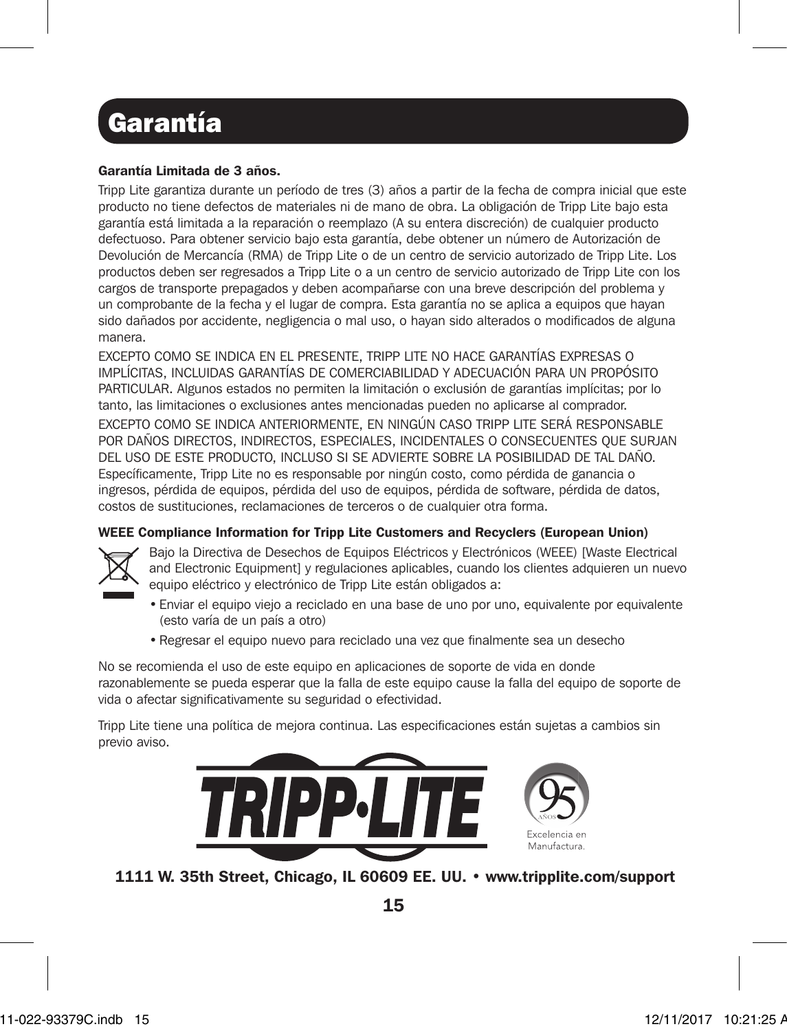# Garantía

**Garantía Limitada de 3 años.**

Tripp Lite garantiza durante un período de tres (3) años a partir de la fecha de compra inicial que este producto no tiene defectos de materiales ni de mano de obra. La obligación de Tripp Lite bajo esta garantía está limitada a la reparación o reemplazo (A su entera discreción) de cualquier producto defectuoso. Para obtener servicio bajo esta garantía, debe obtener un número de Autorización de Devolución de Mercancía (RMA) de Tripp Lite o de un centro de servicio autorizado de Tripp Lite. Los productos deben ser regresados a Tripp Lite o a un centro de servicio autorizado de Tripp Lite con los cargos de transporte prepagados y deben acompañarse con una breve descripción del problema y un comprobante de la fecha y el lugar de compra. Esta garantía no se aplica a equipos que hayan sido dañados por accidente, negligencia o mal uso, o hayan sido alterados o modificados de alguna manera.

EXCEPTO COMO SE INDICA EN EL PRESENTE, TRIPP LITE NO HACE GARANTÍAS EXPRESAS O IMPLÍCITAS, INCLUIDAS GARANTÍAS DE COMERCIABILIDAD Y ADECUACIÓN PARA UN PROPÓSITO PARTICULAR. Algunos estados no permiten la limitación o exclusión de garantías implícitas; por lo tanto, las limitaciones o exclusiones antes mencionadas pueden no aplicarse al comprador.

EXCEPTO COMO SE INDICA ANTERIORMENTE, EN NINGÚN CASO TRIPP LITE SERÁ RESPONSABLE POR DAÑOS DIRECTOS, INDIRECTOS, ESPECIALES, INCIDENTALES O CONSECUENTES QUE SURJAN DEL USO DE ESTE PRODUCTO, INCLUSO SI SE ADVIERTE SOBRE LA POSIBILIDAD DE TAL DAÑO. Específicamente, Tripp Lite no es responsable por ningún costo, como pérdida de ganancia o ingresos, pérdida de equipos, pérdida del uso de equipos, pérdida de software, pérdida de datos, costos de sustituciones, reclamaciones de terceros o de cualquier otra forma.

**WEEE Compliance Information for Tripp Lite Customers and Recyclers (European Union)**

Bajo la Directiva de Desechos de Equipos Eléctricos y Electrónicos (WEEE) [Waste Electrical and Electronic Equipment] y regulaciones aplicables, cuando los clientes adquieren un nuevo equipo eléctrico y electrónico de Tripp Lite están obligados a:

- Enviar el equipo viejo a reciclado en una base de uno por uno, equivalente por equivalente (esto varía de un país a otro)
- Regresar el equipo nuevo para reciclado una vez que finalmente sea un desecho

No se recomienda el uso de este equipo en aplicaciones de soporte de vida en donde razonablemente se pueda esperar que la falla de este equipo cause la falla del equipo de soporte de vida o afectar significativamente su seguridad o efectividad.

Tripp Lite tiene una política de mejora continua. Las especificaciones están sujetas a cambios sin previo aviso.

TRIPP·LITE

95 AÑOS Excelencia en Manufactura.

**1111 W. 35th Street, Chicago, IL 60609 EE. UU. • www.tripplite.com/support**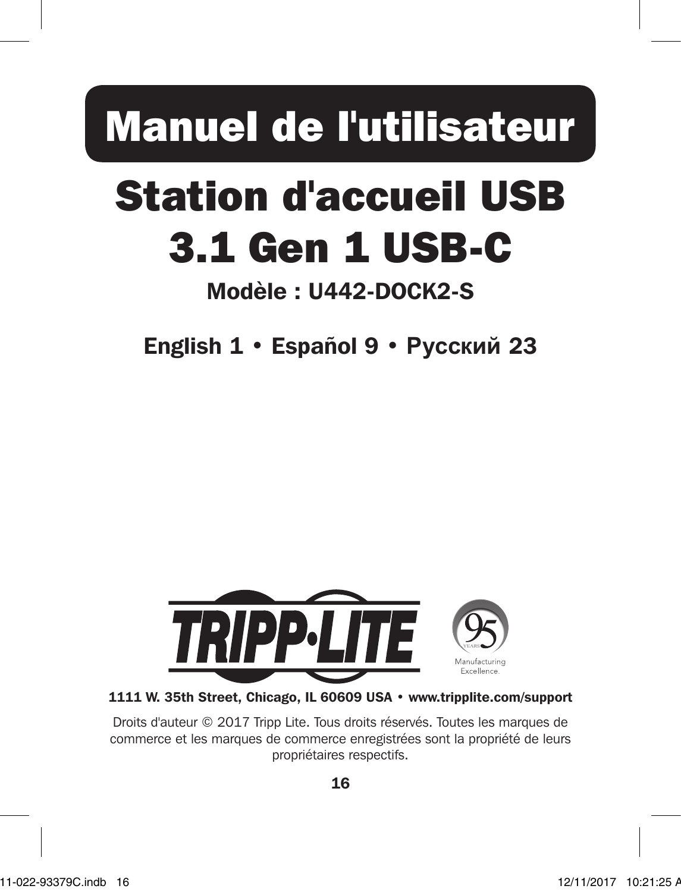# Manuel de l'utilisateur

# Station d'accueil USB 3.1 Gen 1 USB-C

## Modèle : U442-DOCK2-S

**English 1 • Español 9 • Русский 23**

**1111 W. 35th Street, Chicago, IL 60609 USA • www.tripplite.com/support**

Droits d'auteur © 2017 Tripp Lite. Tous droits réservés. Toutes les marques de commerce et les marques de commerce enregistrées sont la propriété de leurs propriétaires respectifs.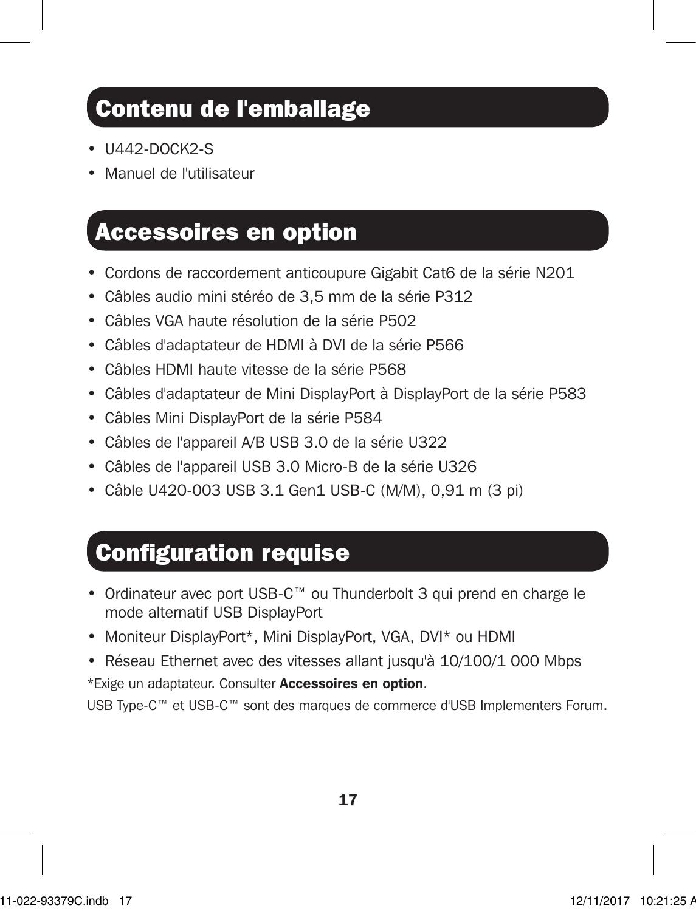## Contenu de l'emballage

- U442-DOCK2-S
- Manuel de l'utilisateur

## Accessoires en option

- Cordons de raccordement anticoupure Gigabit Cat6 de la série N201
- Câbles audio mini stéréo de 3,5 mm de la série P312
- Câbles VGA haute résolution de la série P502
- Câbles d'adaptateur de HDMI à DVI de la série P566
- Câbles HDMI haute vitesse de la série P568
- Câbles d'adaptateur de Mini DisplayPort à DisplayPort de la série P583
- Câbles Mini DisplayPort de la série P584
- Câbles de l'appareil A/B USB 3.0 de la série U322
- Câbles de l'appareil USB 3.0 Micro-B de la série U326
- Câble U420-003 USB 3.1 Gen1 USB-C (M/M), 0,91 m (3 pi)

## Configuration requise

- Ordinateur avec port USB-C™ ou Thunderbolt 3 qui prend en charge le mode alternatif USB DisplayPort
- Moniteur DisplayPort*, Mini DisplayPort, VGA, DVI* ou HDMI
- Réseau Ethernet avec des vitesses allant jusqu'à 10/100/1 000 Mbps

*Exige un adaptateur. Consulter **Accessoires en option**.

USB Type-C™ et USB-C™ sont des marques de commerce d'USB Implementers Forum.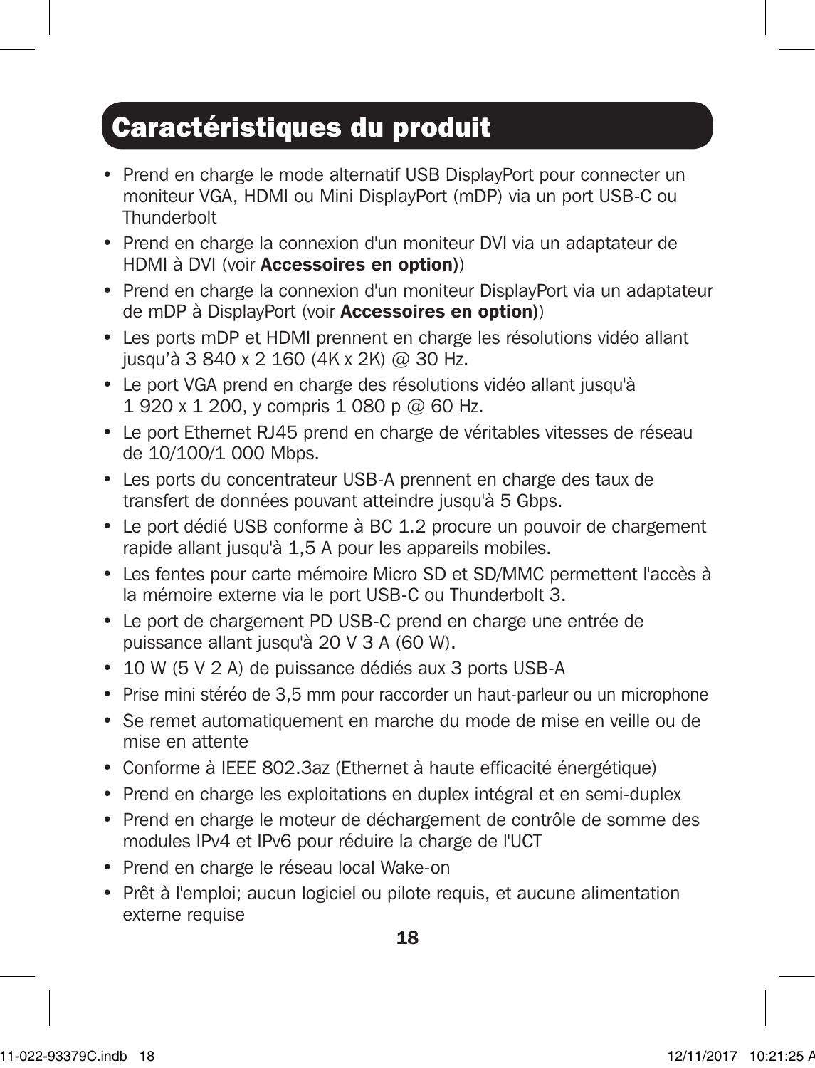## Caractéristiques du produit

- Prend en charge le mode alternatif USB DisplayPort pour connecter un moniteur VGA, HDMI ou Mini DisplayPort (mDP) via un port USB-C ou Thunderbolt
- Prend en charge la connexion d'un moniteur DVI via un adaptateur de HDMI à DVI (voir **Accessoires en option)**)
- Prend en charge la connexion d'un moniteur DisplayPort via un adaptateur de mDP à DisplayPort (voir **Accessoires en option)**)
- Les ports mDP et HDMI prennent en charge les résolutions vidéo allant jusqu'à 3 840 x 2 160 (4K x 2K) @ 30 Hz.
- Le port VGA prend en charge des résolutions vidéo allant jusqu'à 1 920 x 1 200, y compris 1 080 p @ 60 Hz.
- Le port Ethernet RJ45 prend en charge de véritables vitesses de réseau de 10/100/1 000 Mbps.
- Les ports du concentrateur USB-A prennent en charge des taux de transfert de données pouvant atteindre jusqu'à 5 Gbps.
- Le port dédié USB conforme à BC 1.2 procure un pouvoir de chargement rapide allant jusqu'à 1,5 A pour les appareils mobiles.
- Les fentes pour carte mémoire Micro SD et SD/MMC permettent l'accès à la mémoire externe via le port USB-C ou Thunderbolt 3.
- Le port de chargement PD USB-C prend en charge une entrée de puissance allant jusqu'à 20 V 3 A (60 W).
- 10 W (5 V 2 A) de puissance dédiés aux 3 ports USB-A
- Prise mini stéréo de 3,5 mm pour raccorder un haut-parleur ou un microphone
- Se remet automatiquement en marche du mode de mise en veille ou de mise en attente
- Conforme à IEEE 802.3az (Ethernet à haute efficacité énergétique)
- Prend en charge les exploitations en duplex intégral et en semi-duplex
- Prend en charge le moteur de déchargement de contrôle de somme des modules IPv4 et IPv6 pour réduire la charge de l'UCT
- Prend en charge le réseau local Wake-on
- Prêt à l'emploi; aucun logiciel ou pilote requis, et aucune alimentation externe requise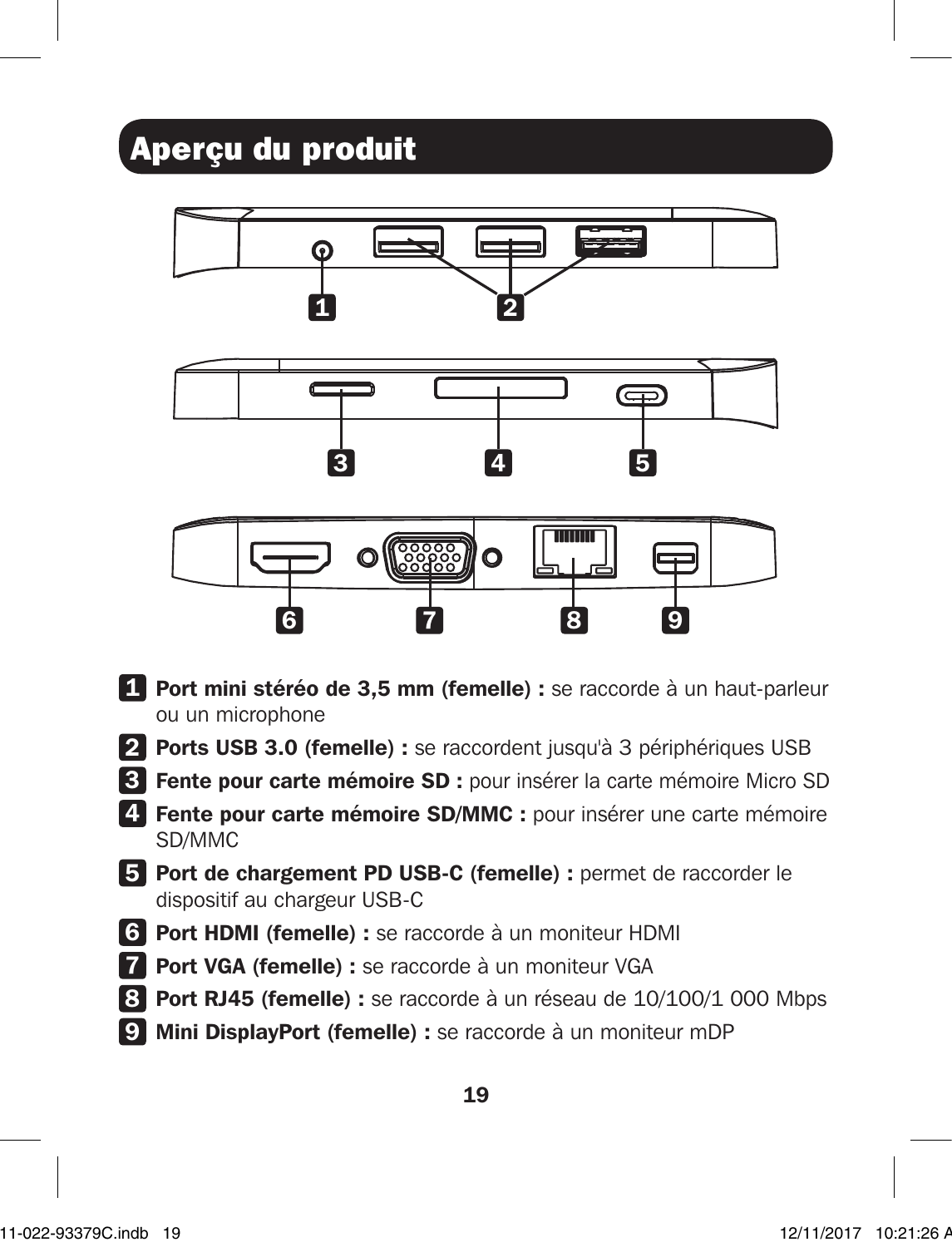## Aperçu du produit

1 **Port mini stéréo de 3,5 mm (femelle) :** se raccorde à un haut-parleur ou un microphone

2 **Ports USB 3.0 (femelle) :** se raccordent jusqu'à 3 périphériques USB

3 **Fente pour carte mémoire SD :** pour insérer la carte mémoire Micro SD

4 **Fente pour carte mémoire SD/MMC :** pour insérer une carte mémoire SD/MMC

5 **Port de chargement PD USB-C (femelle) :** permet de raccorder le dispositif au chargeur USB-C

6 **Port HDMI (femelle) :** se raccorde à un moniteur HDMI

7 **Port VGA (femelle) :** se raccorde à un moniteur VGA

8 **Port RJ45 (femelle) :** se raccorde à un réseau de 10/100/1 000 Mbps

9 **Mini DisplayPort (femelle) :** se raccorde à un moniteur mDP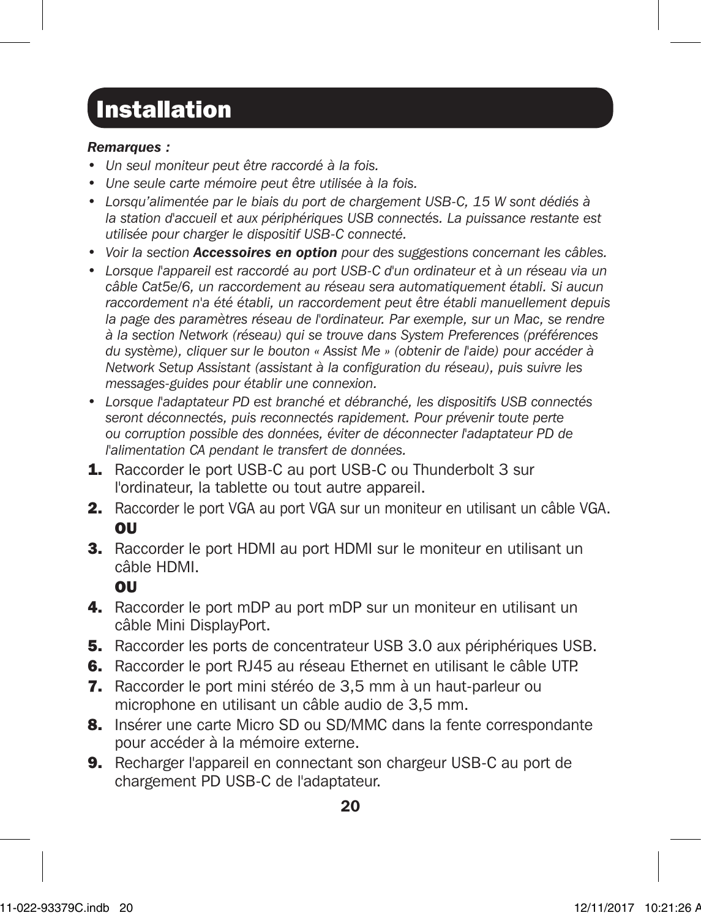# Installation

***Remarques :***

- *Un seul moniteur peut être raccordé à la fois.*
- *Une seule carte mémoire peut être utilisée à la fois.*
- *Lorsqu'alimentée par le biais du port de chargement USB-C, 15 W sont dédiés à la station d'accueil et aux périphériques USB connectés. La puissance restante est utilisée pour charger le dispositif USB-C connecté.*
- *Voir la section* ***Accessoires en option*** *pour des suggestions concernant les câbles.*
- *Lorsque l'appareil est raccordé au port USB-C d'un ordinateur et à un réseau via un câble Cat5e/6, un raccordement au réseau sera automatiquement établi. Si aucun raccordement n'a été établi, un raccordement peut être établi manuellement depuis la page des paramètres réseau de l'ordinateur. Par exemple, sur un Mac, se rendre à la section Network (réseau) qui se trouve dans System Preferences (préférences du système), cliquer sur le bouton « Assist Me » (obtenir de l'aide) pour accéder à Network Setup Assistant (assistant à la configuration du réseau), puis suivre les messages-guides pour établir une connexion.*
- *Lorsque l'adaptateur PD est branché et débranché, les dispositifs USB connectés seront déconnectés, puis reconnectés rapidement. Pour prévenir toute perte ou corruption possible des données, éviter de déconnecter l'adaptateur PD de l'alimentation CA pendant le transfert de données.*

1. Raccorder le port USB-C au port USB-C ou Thunderbolt 3 sur l'ordinateur, la tablette ou tout autre appareil.
2. Raccorder le port VGA au port VGA sur un moniteur en utilisant un câble VGA.
   **OU**
3. Raccorder le port HDMI au port HDMI sur le moniteur en utilisant un câble HDMI.
   **OU**
4. Raccorder le port mDP au port mDP sur un moniteur en utilisant un câble Mini DisplayPort.
5. Raccorder les ports de concentrateur USB 3.0 aux périphériques USB.
6. Raccorder le port RJ45 au réseau Ethernet en utilisant le câble UTP.
7. Raccorder le port mini stéréo de 3,5 mm à un haut-parleur ou microphone en utilisant un câble audio de 3,5 mm.
8. Insérer une carte Micro SD ou SD/MMC dans la fente correspondante pour accéder à la mémoire externe.
9. Recharger l'appareil en connectant son chargeur USB-C au port de chargement PD USB-C de l'adaptateur.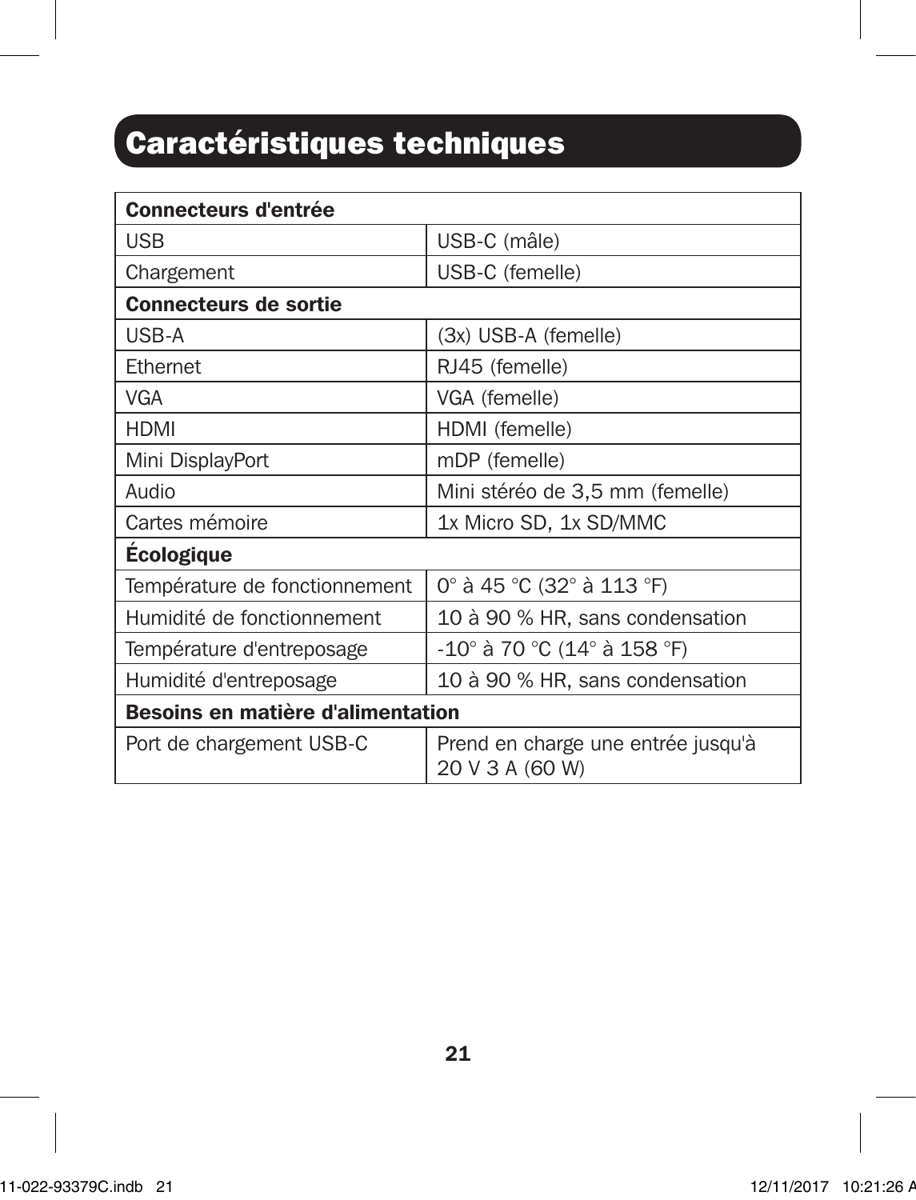## Caractéristiques techniques

| **Connecteurs d'entrée** | |
|---|---|
| USB | USB-C (mâle) |
| Chargement | USB-C (femelle) |
| **Connecteurs de sortie** | |
| USB-A | (3x) USB-A (femelle) |
| Ethernet | RJ45 (femelle) |
| VGA | VGA (femelle) |
| HDMI | HDMI (femelle) |
| Mini DisplayPort | mDP (femelle) |
| Audio | Mini stéréo de 3,5 mm (femelle) |
| Cartes mémoire | 1x Micro SD, 1x SD/MMC |
| **Écologique** | |
| Température de fonctionnement | 0° à 45 °C (32° à 113 °F) |
| Humidité de fonctionnement | 10 à 90 % HR, sans condensation |
| Température d'entreposage | -10° à 70 °C (14° à 158 °F) |
| Humidité d'entreposage | 10 à 90 % HR, sans condensation |
| **Besoins en matière d'alimentation** | |
| Port de chargement USB-C | Prend en charge une entrée jusqu'à 20 V 3 A (60 W) |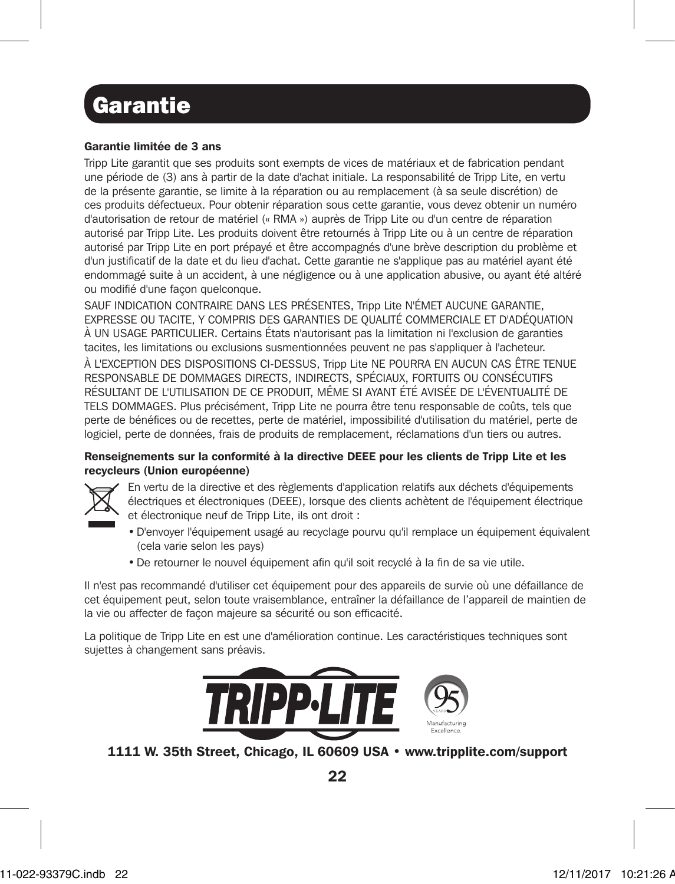# Garantie

**Garantie limitée de 3 ans**

Tripp Lite garantit que ses produits sont exempts de vices de matériaux et de fabrication pendant une période de (3) ans à partir de la date d'achat initiale. La responsabilité de Tripp Lite, en vertu de la présente garantie, se limite à la réparation ou au remplacement (à sa seule discrétion) de ces produits défectueux. Pour obtenir réparation sous cette garantie, vous devez obtenir un numéro d'autorisation de retour de matériel (« RMA ») auprès de Tripp Lite ou d'un centre de réparation autorisé par Tripp Lite. Les produits doivent être retournés à Tripp Lite ou à un centre de réparation autorisé par Tripp Lite en port prépayé et être accompagnés d'une brève description du problème et d'un justificatif de la date et du lieu d'achat. Cette garantie ne s'applique pas au matériel ayant été endommagé suite à un accident, à une négligence ou à une application abusive, ou ayant été altéré ou modifié d'une façon quelconque.

SAUF INDICATION CONTRAIRE DANS LES PRÉSENTES, Tripp Lite N'ÉMET AUCUNE GARANTIE, EXPRESSE OU TACITE, Y COMPRIS DES GARANTIES DE QUALITÉ COMMERCIALE ET D'ADÉQUATION À UN USAGE PARTICULIER. Certains États n'autorisant pas la limitation ni l'exclusion de garanties tacites, les limitations ou exclusions susmentionnées peuvent ne pas s'appliquer à l'acheteur.

À L'EXCEPTION DES DISPOSITIONS CI-DESSUS, Tripp Lite NE POURRA EN AUCUN CAS ÊTRE TENUE RESPONSABLE DE DOMMAGES DIRECTS, INDIRECTS, SPÉCIAUX, FORTUITS OU CONSÉCUTIFS RÉSULTANT DE L'UTILISATION DE CE PRODUIT, MÊME SI AYANT ÉTÉ AVISÉE DE L'ÉVENTUALITÉ DE TELS DOMMAGES. Plus précisément, Tripp Lite ne pourra être tenu responsable de coûts, tels que perte de bénéfices ou de recettes, perte de matériel, impossibilité d'utilisation du matériel, perte de logiciel, perte de données, frais de produits de remplacement, réclamations d'un tiers ou autres.

**Renseignements sur la conformité à la directive DEEE pour les clients de Tripp Lite et les recycleurs (Union européenne)**

En vertu de la directive et des règlements d'application relatifs aux déchets d'équipements électriques et électroniques (DEEE), lorsque des clients achètent de l'équipement électrique et électronique neuf de Tripp Lite, ils ont droit :

- D'envoyer l'équipement usagé au recyclage pourvu qu'il remplace un équipement équivalent (cela varie selon les pays)
- De retourner le nouvel équipement afin qu'il soit recyclé à la fin de sa vie utile.

Il n'est pas recommandé d'utiliser cet équipement pour des appareils de survie où une défaillance de cet équipement peut, selon toute vraisemblance, entraîner la défaillance de l'appareil de maintien de la vie ou affecter de façon majeure sa sécurité ou son efficacité.

La politique de Tripp Lite en est une d'amélioration continue. Les caractéristiques techniques sont sujettes à changement sans préavis.

**1111 W. 35th Street, Chicago, IL 60609 USA • www.tripplite.com/support**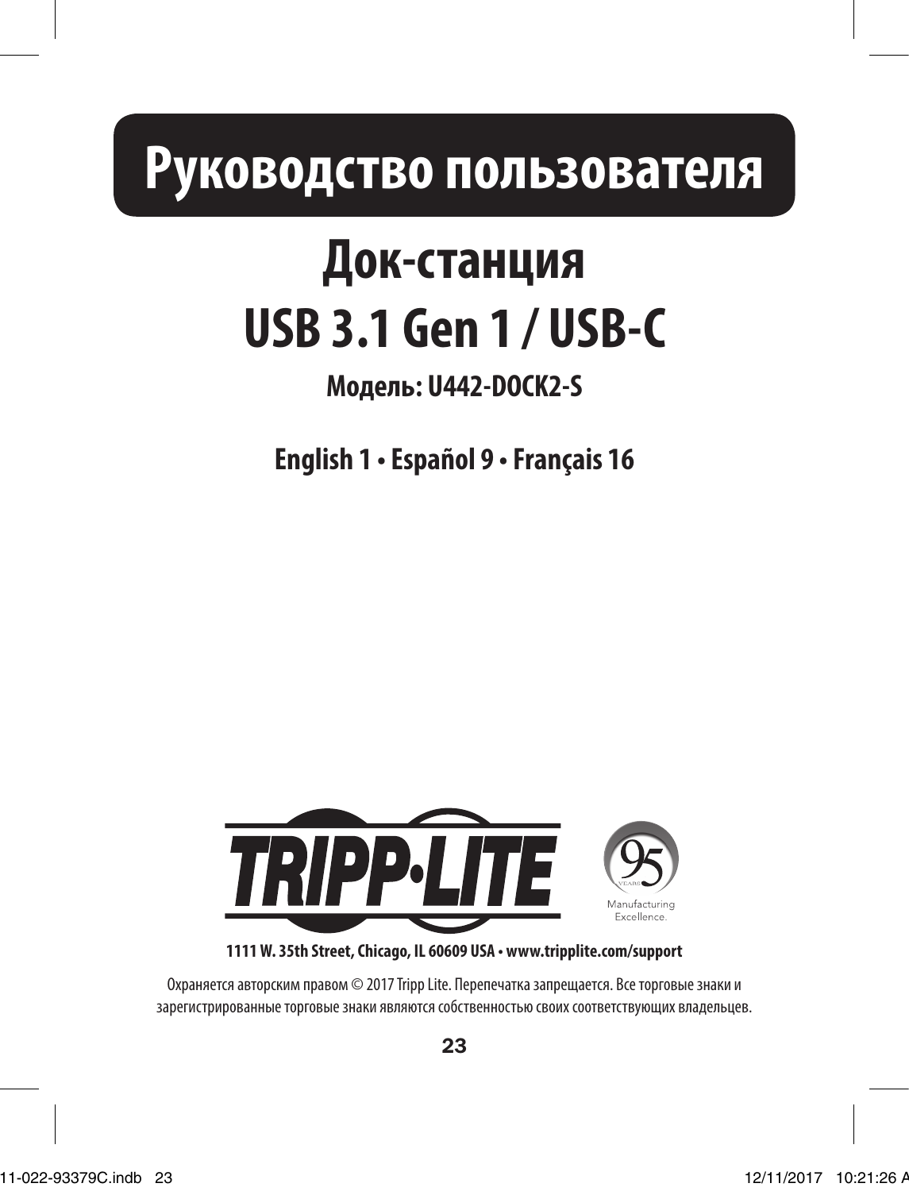# Руководство пользователя

## Док-станция USB 3.1 Gen 1 / USB-C

**Модель: U442-DOCK2-S**

**English 1 • Español 9 • Français 16**

TRIPP·LITE

95 YEARS Manufacturing Excellence.

**1111 W. 35th Street, Chicago, IL 60609 USA • www.tripplite.com/support**

Охраняется авторским правом © 2017 Tripp Lite. Перепечатка запрещается. Все торговые знаки и зарегистрированные торговые знаки являются собственностью своих соответствующих владельцев.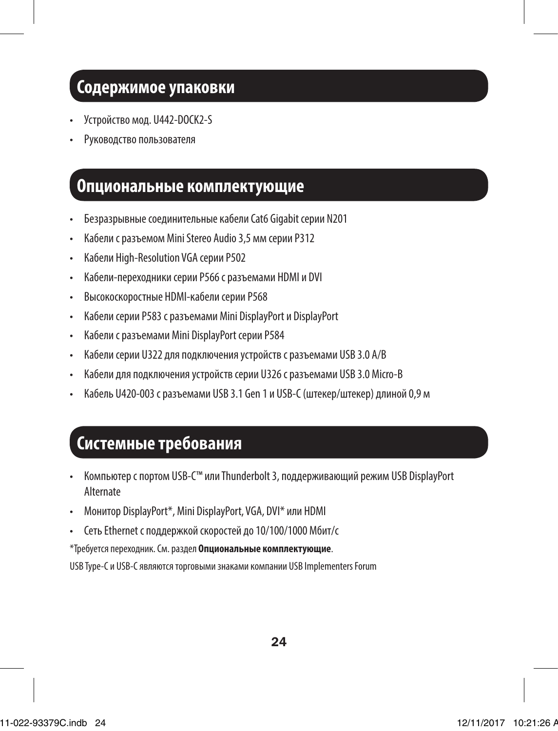## Содержимое упаковки

- Устройство мод. U442-DOCK2-S
- Руководство пользователя

## Опциональные комплектующие

- Безразрывные соединительные кабели Cat6 Gigabit серии N201
- Кабели с разъемом Mini Stereo Audio 3,5 мм серии P312
- Кабели High-Resolution VGA серии P502
- Кабели-переходники серии P566 с разъемами HDMI и DVI
- Высокоскоростные HDMI-кабели серии P568
- Кабели серии P583 с разъемами Mini DisplayPort и DisplayPort
- Кабели с разъемами Mini DisplayPort серии P584
- Кабели серии U322 для подключения устройств с разъемами USB 3.0 A/B
- Кабели для подключения устройств серии U326 с разъемами USB 3.0 Micro-B
- Кабель U420-003 с разъемами USB 3.1 Gen 1 и USB-C (штекер/штекер) длиной 0,9 м

## Системные требования

- Компьютер с портом USB-C™ или Thunderbolt 3, поддерживающий режим USB DisplayPort Alternate
- Монитор DisplayPort*, Mini DisplayPort, VGA, DVI* или HDMI
- Сеть Ethernet с поддержкой скоростей до 10/100/1000 Мбит/с

*Требуется переходник. См. раздел **Опциональные комплектующие**.

USB Type-C и USB-C являются торговыми знаками компании USB Implementers Forum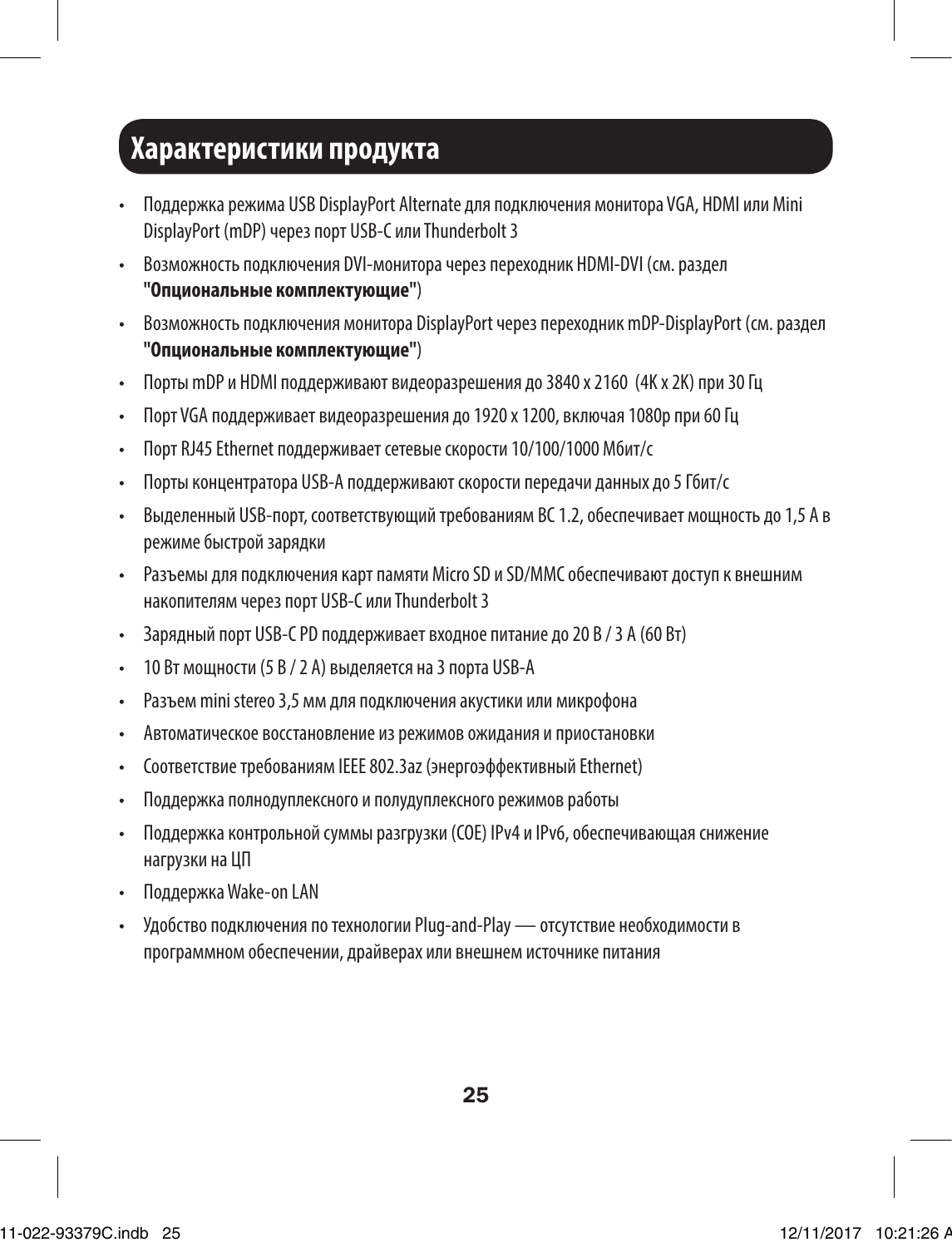## Характеристики продукта

- Поддержка режима USB DisplayPort Alternate для подключения монитора VGA, HDMI или Mini DisplayPort (mDP) через порт USB-C или Thunderbolt 3
- Возможность подключения DVI-монитора через переходник HDMI-DVI (см. раздел **"Опциональные комплектующие"**)
- Возможность подключения монитора DisplayPort через переходник mDP-DisplayPort (см. раздел **"Опциональные комплектующие"**)
- Порты mDP и HDMI поддерживают видеоразрешения до 3840 x 2160 (4K x 2K) при 30 Гц
- Порт VGA поддерживает видеоразрешения до 1920 x 1200, включая 1080p при 60 Гц
- Порт RJ45 Ethernet поддерживает сетевые скорости 10/100/1000 Мбит/с
- Порты концентратора USB-A поддерживают скорости передачи данных до 5 Гбит/с
- Выделенный USB-порт, соответствующий требованиям BC 1.2, обеспечивает мощность до 1,5 А в режиме быстрой зарядки
- Разъемы для подключения карт памяти Micro SD и SD/MMC обеспечивают доступ к внешним накопителям через порт USB-C или Thunderbolt 3
- Зарядный порт USB-C PD поддерживает входное питание до 20 В / 3 А (60 Вт)
- 10 Вт мощности (5 В / 2 А) выделяется на 3 порта USB-A
- Разъем mini stereo 3,5 мм для подключения акустики или микрофона
- Автоматическое восстановление из режимов ожидания и приостановки
- Соответствие требованиям IEEE 802.3az (энергоэффективный Ethernet)
- Поддержка полнодуплексного и полудуплексного режимов работы
- Поддержка контрольной суммы разгрузки (COE) IPv4 и IPv6, обеспечивающая снижение нагрузки на ЦП
- Поддержка Wake-on LAN
- Удобство подключения по технологии Plug-and-Play — отсутствие необходимости в программном обеспечении, драйверах или внешнем источнике питания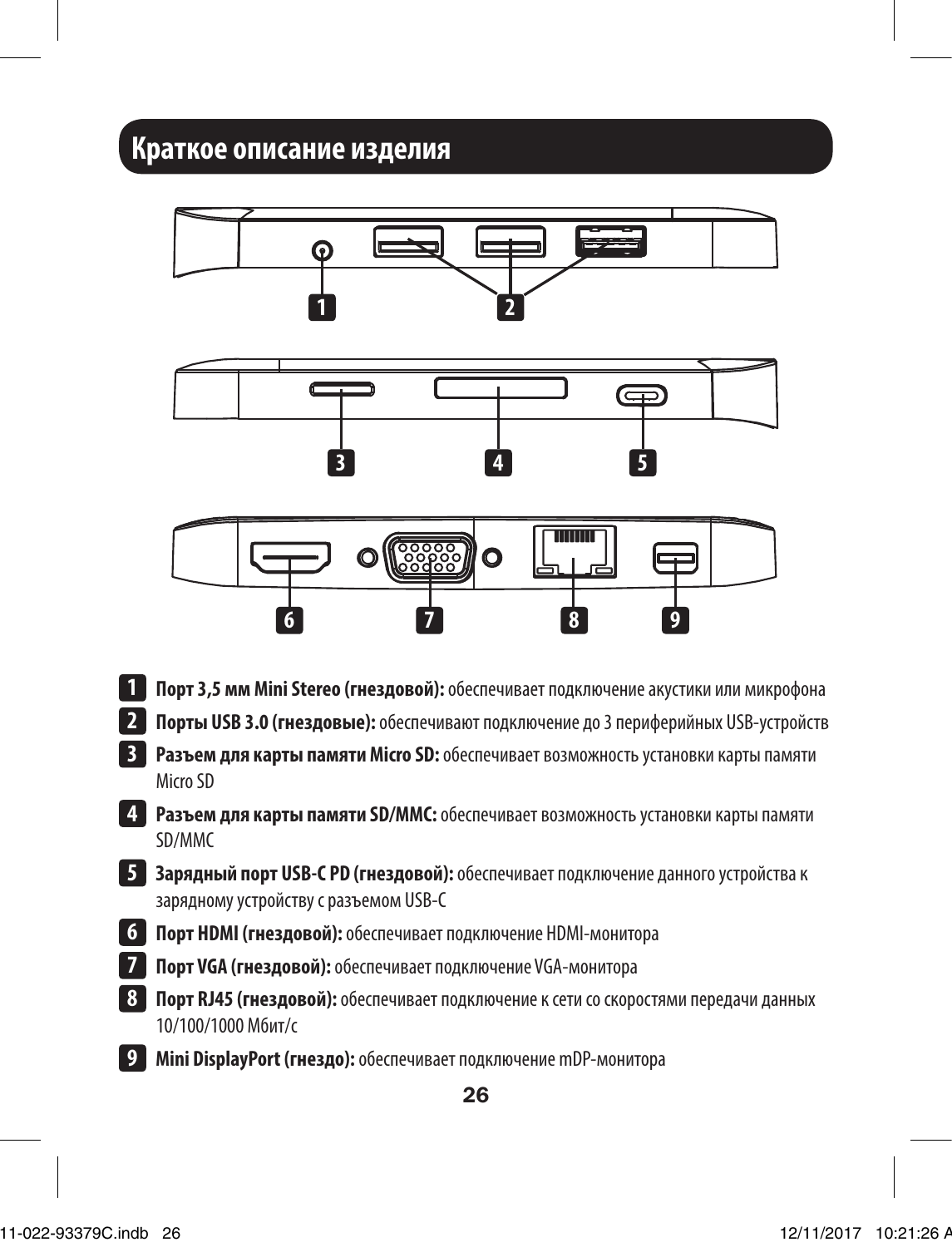## Краткое описание изделия

1. **Порт 3,5 мм Mini Stereo (гнездовой):** обеспечивает подключение акустики или микрофона
2. **Порты USB 3.0 (гнездовые):** обеспечивают подключение до 3 периферийных USB-устройств
3. **Разъем для карты памяти Micro SD:** обеспечивает возможность установки карты памяти Micro SD
4. **Разъем для карты памяти SD/MMC:** обеспечивает возможность установки карты памяти SD/MMC
5. **Зарядный порт USB-C PD (гнездовой):** обеспечивает подключение данного устройства к зарядному устройству с разъемом USB-C
6. **Порт HDMI (гнездовой):** обеспечивает подключение HDMI-монитора
7. **Порт VGA (гнездовой):** обеспечивает подключение VGA-монитора
8. **Порт RJ45 (гнездовой):** обеспечивает подключение к сети со скоростями передачи данных 10/100/1000 Мбит/с
9. **Mini DisplayPort (гнездо):** обеспечивает подключение mDP-монитора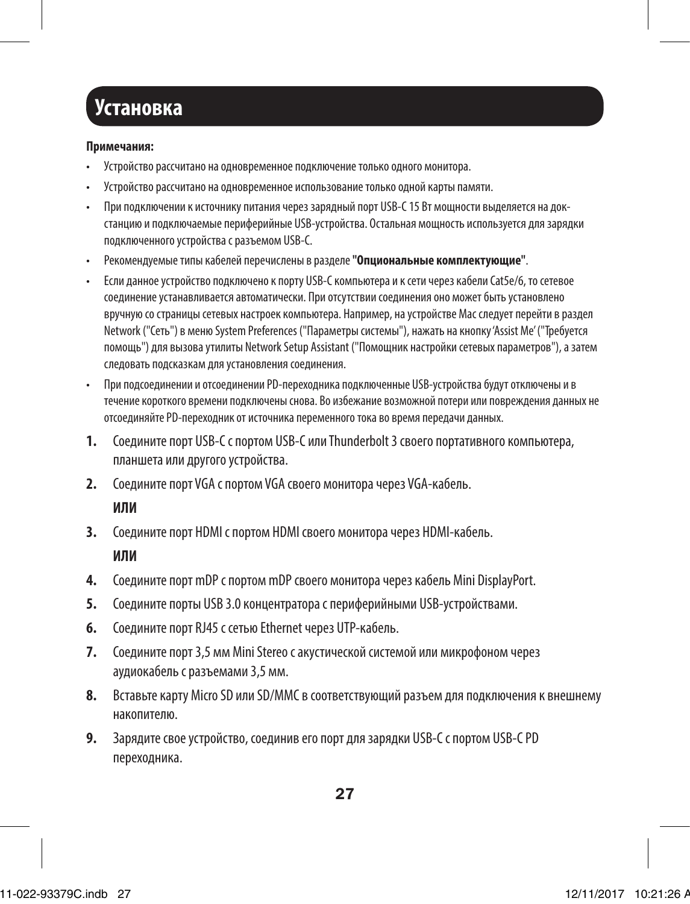# Установка

**Примечания:**

- Устройство рассчитано на одновременное подключение только одного монитора.
- Устройство рассчитано на одновременное использование только одной карты памяти.
- При подключении к источнику питания через зарядный порт USB-C 15 Вт мощности выделяется на док-станцию и подключаемые периферийные USB-устройства. Остальная мощность используется для зарядки подключенного устройства с разъемом USB-C.
- Рекомендуемые типы кабелей перечислены в разделе **"Опциональные комплектующие"**.
- Если данное устройство подключено к порту USB-C компьютера и к сети через кабели Cat5e/6, то сетевое соединение устанавливается автоматически. При отсутствии соединения оно может быть установлено вручную со страницы сетевых настроек компьютера. Например, на устройстве Mac следует перейти в раздел Network ("Сеть") в меню System Preferences ("Параметры системы"), нажать на кнопку 'Assist Me' ("Требуется помощь") для вызова утилиты Network Setup Assistant ("Помощник настройки сетевых параметров"), а затем следовать подсказкам для установления соединения.
- При подсоединении и отсоединении PD-переходника подключенные USB-устройства будут отключены и в течение короткого времени подключены снова. Во избежание возможной потери или повреждения данных не отсоединяйте PD-переходник от источника переменного тока во время передачи данных.

1. Соедините порт USB-C с портом USB-C или Thunderbolt 3 своего портативного компьютера, планшета или другого устройства.
2. Соедините порт VGA с портом VGA своего монитора через VGA-кабель.

   **ИЛИ**

3. Соедините порт HDMI с портом HDMI своего монитора через HDMI-кабель.

   **ИЛИ**

4. Соедините порт mDP с портом mDP своего монитора через кабель Mini DisplayPort.
5. Соедините порты USB 3.0 концентратора с периферийными USB-устройствами.
6. Соедините порт RJ45 с сетью Ethernet через UTP-кабель.
7. Соедините порт 3,5 мм Mini Stereo с акустической системой или микрофоном через аудиокабель с разъемами 3,5 мм.
8. Вставьте карту Micro SD или SD/MMC в соответствующий разъем для подключения к внешнему накопителю.
9. Зарядите свое устройство, соединив его порт для зарядки USB-C с портом USB-C PD переходника.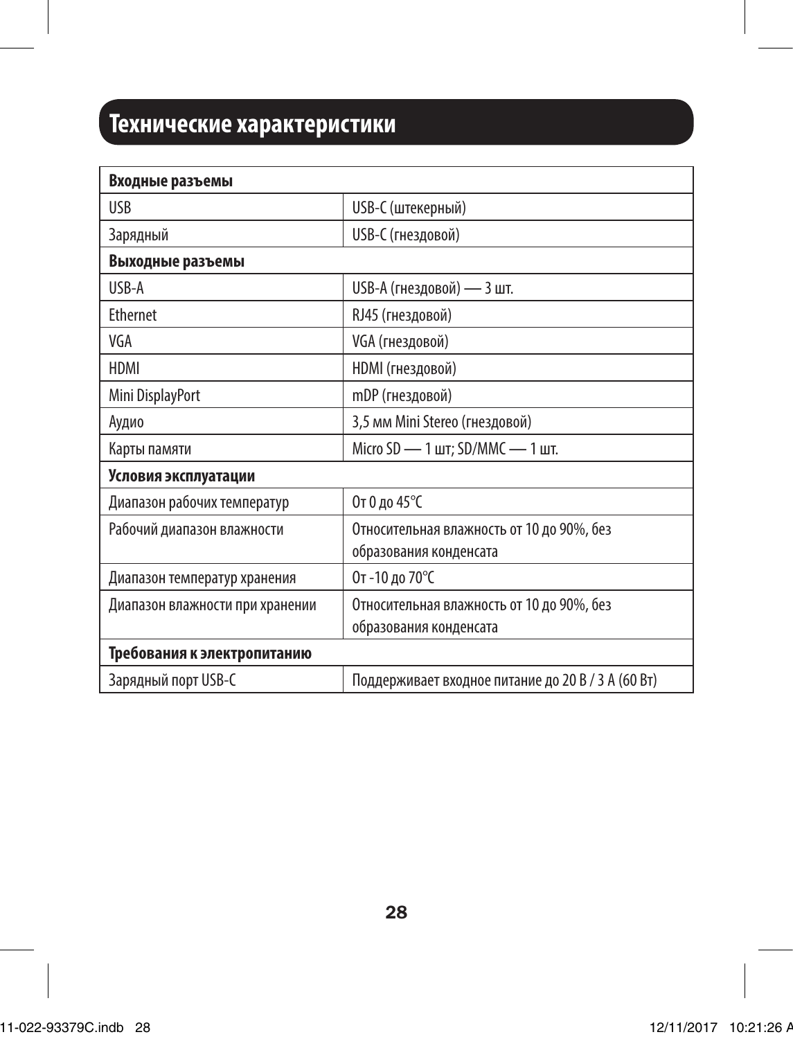## Технические характеристики

| Входные разъемы | |
|---|---|
| USB | USB-C (штекерный) |
| Зарядный | USB-C (гнездовой) |
| **Выходные разъемы** | |
| USB-A | USB-A (гнездовой) — 3 шт. |
| Ethernet | RJ45 (гнездовой) |
| VGA | VGA (гнездовой) |
| HDMI | HDMI (гнездовой) |
| Mini DisplayPort | mDP (гнездовой) |
| Аудио | 3,5 мм Mini Stereo (гнездовой) |
| Карты памяти | Micro SD — 1 шт; SD/MMC — 1 шт. |
| **Условия эксплуатации** | |
| Диапазон рабочих температур | От 0 до 45°C |
| Рабочий диапазон влажности | Относительная влажность от 10 до 90%, без образования конденсата |
| Диапазон температур хранения | От -10 до 70°C |
| Диапазон влажности при хранении | Относительная влажность от 10 до 90%, без образования конденсата |
| **Требования к электропитанию** | |
| Зарядный порт USB-C | Поддерживает входное питание до 20 В / 3 А (60 Вт) |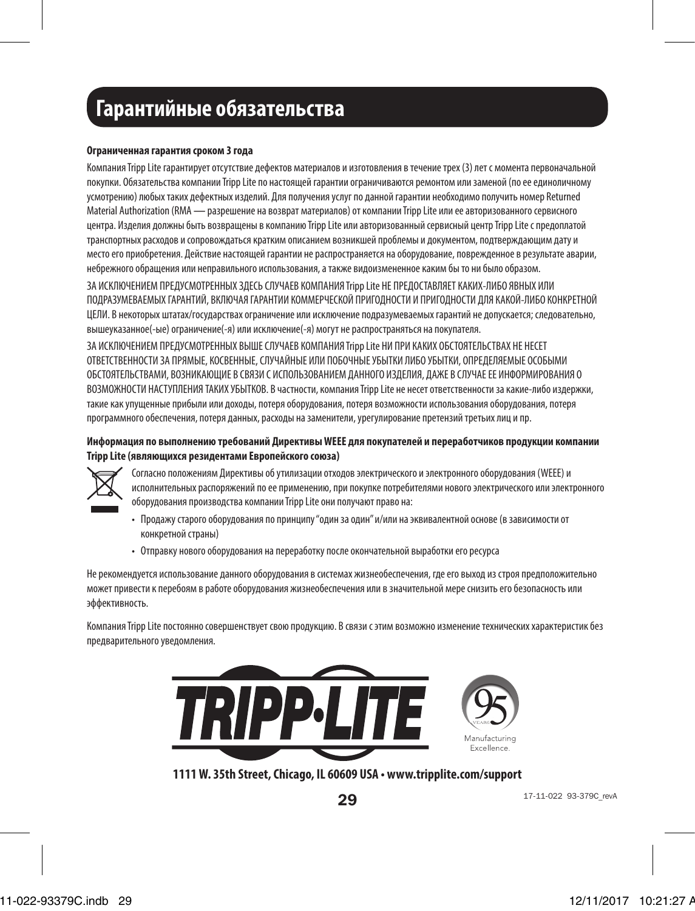# Гарантийные обязательства

**Ограниченная гарантия сроком 3 года**

Компания Tripp Lite гарантирует отсутствие дефектов материалов и изготовления в течение трех (3) лет с момента первоначальной покупки. Обязательства компании Tripp Lite по настоящей гарантии ограничиваются ремонтом или заменой (по ее единоличному усмотрению) любых таких дефектных изделий. Для получения услуг по данной гарантии необходимо получить номер Returned Material Authorization (RMA — разрешение на возврат материалов) от компании Tripp Lite или ее авторизованного сервисного центра. Изделия должны быть возвращены в компанию Tripp Lite или авторизованный сервисный центр Tripp Lite с предоплатой транспортных расходов и сопровождаться кратким описанием возникшей проблемы и документом, подтверждающим дату и место его приобретения. Действие настоящей гарантии не распространяется на оборудование, поврежденное в результате аварии, небрежного обращения или неправильного использования, а также видоизмененное каким бы то ни было образом.

ЗА ИСКЛЮЧЕНИЕМ ПРЕДУСМОТРЕННЫХ ЗДЕСЬ СЛУЧАЕВ КОМПАНИЯ Tripp Lite НЕ ПРЕДОСТАВЛЯЕТ КАКИХ-ЛИБО ЯВНЫХ ИЛИ ПОДРАЗУМЕВАЕМЫХ ГАРАНТИЙ, ВКЛЮЧАЯ ГАРАНТИИ КОММЕРЧЕСКОЙ ПРИГОДНОСТИ И ПРИГОДНОСТИ ДЛЯ КАКОЙ-ЛИБО КОНКРЕТНОЙ ЦЕЛИ. В некоторых штатах/государствах ограничение или исключение подразумеваемых гарантий не допускается; следовательно, вышеуказанное(-ые) ограничение(-я) или исключение(-я) могут не распространяться на покупателя.

ЗА ИСКЛЮЧЕНИЕМ ПРЕДУСМОТРЕННЫХ ВЫШЕ СЛУЧАЕВ КОМПАНИЯ Tripp Lite НИ ПРИ КАКИХ ОБСТОЯТЕЛЬСТВАХ НЕ НЕСЕТ ОТВЕТСТВЕННОСТИ ЗА ПРЯМЫЕ, КОСВЕННЫЕ, СЛУЧАЙНЫЕ ИЛИ ПОБОЧНЫЕ УБЫТКИ ЛИБО УБЫТКИ, ОПРЕДЕЛЯЕМЫЕ ОСОБЫМИ ОБСТОЯТЕЛЬСТВАМИ, ВОЗНИКАЮЩИЕ В СВЯЗИ С ИСПОЛЬЗОВАНИЕМ ДАННОГО ИЗДЕЛИЯ, ДАЖЕ В СЛУЧАЕ ЕЕ ИНФОРМИРОВАНИЯ О ВОЗМОЖНОСТИ НАСТУПЛЕНИЯ ТАКИХ УБЫТКОВ. В частности, компания Tripp Lite не несет ответственности за какие-либо издержки, такие как упущенные прибыли или доходы, потеря оборудования, потеря возможности использования оборудования, потеря программного обеспечения, потеря данных, расходы на заменители, урегулирование претензий третьих лиц и пр.

**Информация по выполнению требований Директивы WEEE для покупателей и переработчиков продукции компании Tripp Lite (являющихся резидентами Европейского союза)**

Согласно положениям Директивы об утилизации отходов электрического и электронного оборудования (WEEE) и исполнительных распоряжений по ее применению, при покупке потребителями нового электрического или электронного оборудования производства компании Tripp Lite они получают право на:

- Продажу старого оборудования по принципу "один за один" и/или на эквивалентной основе (в зависимости от конкретной страны)
- Отправку нового оборудования на переработку после окончательной выработки его ресурса

Не рекомендуется использование данного оборудования в системах жизнеобеспечения, где его выход из строя предположительно может привести к перебоям в работе оборудования жизнеобеспечения или в значительной мере снизить его безопасность или эффективность.

Компания Tripp Lite постоянно совершенствует свою продукцию. В связи с этим возможно изменение технических характеристик без предварительного уведомления.

TRIPP·LITE

95 YEARS Manufacturing Excellence.

**1111 W. 35th Street, Chicago, IL 60609 USA • www.tripplite.com/support**

17-11-022 93-379C_revA